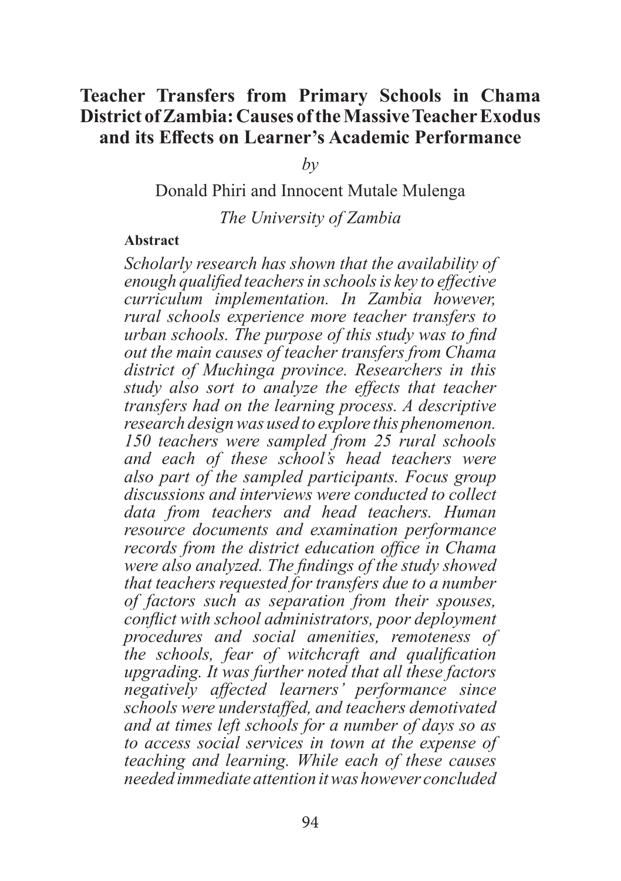# Teacher Transfers from Primary Schools in Chama District of Zambia: Causes of the Massive Teacher Exodus and its Effects on Learner's Academic Performance

*by*

Donald Phiri and Innocent Mutale Mulenga

*The University of Zambia*

**Abstract**

*Scholarly research has shown that the availability of enough qualified teachers in schools is key to effective curriculum implementation. In Zambia however, rural schools experience more teacher transfers to urban schools. The purpose of this study was to find out the main causes of teacher transfers from Chama district of Muchinga province. Researchers in this study also sort to analyze the effects that teacher transfers had on the learning process. A descriptive research design was used to explore this phenomenon. 150 teachers were sampled from 25 rural schools and each of these school's head teachers were also part of the sampled participants. Focus group discussions and interviews were conducted to collect data from teachers and head teachers. Human resource documents and examination performance records from the district education office in Chama were also analyzed. The findings of the study showed that teachers requested for transfers due to a number of factors such as separation from their spouses, conflict with school administrators, poor deployment procedures and social amenities, remoteness of the schools, fear of witchcraft and qualification upgrading. It was further noted that all these factors negatively affected learners' performance since schools were understaffed, and teachers demotivated and at times left schools for a number of days so as to access social services in town at the expense of teaching and learning. While each of these causes needed immediate attention it was however concluded*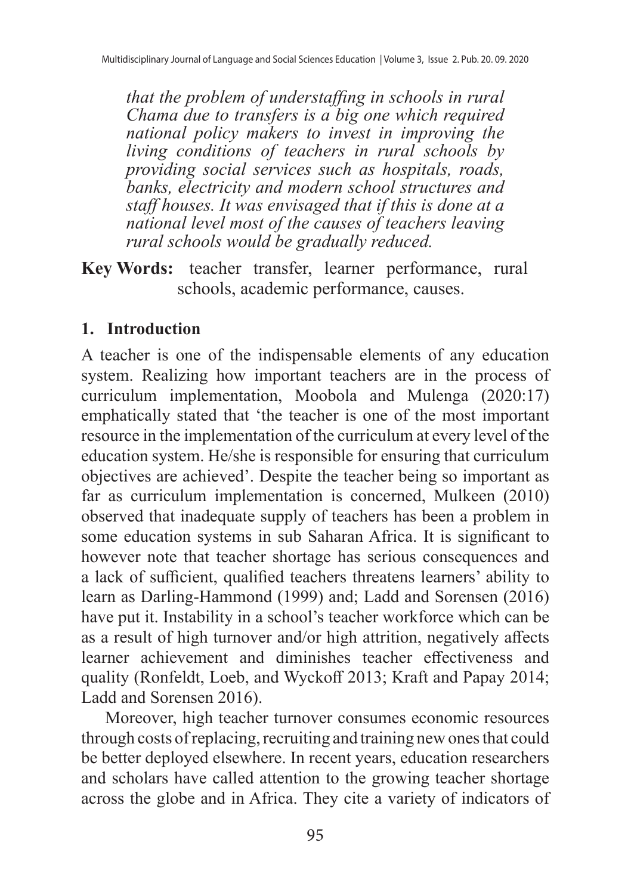*that the problem of understaffing in schools in rural Chama due to transfers is a big one which required national policy makers to invest in improving the living conditions of teachers in rural schools by providing social services such as hospitals, roads, banks, electricity and modern school structures and staff houses. It was envisaged that if this is done at a national level most of the causes of teachers leaving rural schools would be gradually reduced.*

**Key Words:** teacher transfer, learner performance, rural schools, academic performance, causes.

## 1. Introduction

A teacher is one of the indispensable elements of any education system. Realizing how important teachers are in the process of curriculum implementation, Moobola and Mulenga (2020:17) emphatically stated that 'the teacher is one of the most important resource in the implementation of the curriculum at every level of the education system. He/she is responsible for ensuring that curriculum objectives are achieved'. Despite the teacher being so important as far as curriculum implementation is concerned, Mulkeen (2010) observed that inadequate supply of teachers has been a problem in some education systems in sub Saharan Africa. It is significant to however note that teacher shortage has serious consequences and a lack of sufficient, qualified teachers threatens learners' ability to learn as Darling-Hammond (1999) and; Ladd and Sorensen (2016) have put it. Instability in a school's teacher workforce which can be as a result of high turnover and/or high attrition, negatively affects learner achievement and diminishes teacher effectiveness and quality (Ronfeldt, Loeb, and Wyckoff 2013; Kraft and Papay 2014; Ladd and Sorensen 2016).

Moreover, high teacher turnover consumes economic resources through costs of replacing, recruiting and training new ones that could be better deployed elsewhere. In recent years, education researchers and scholars have called attention to the growing teacher shortage across the globe and in Africa. They cite a variety of indicators of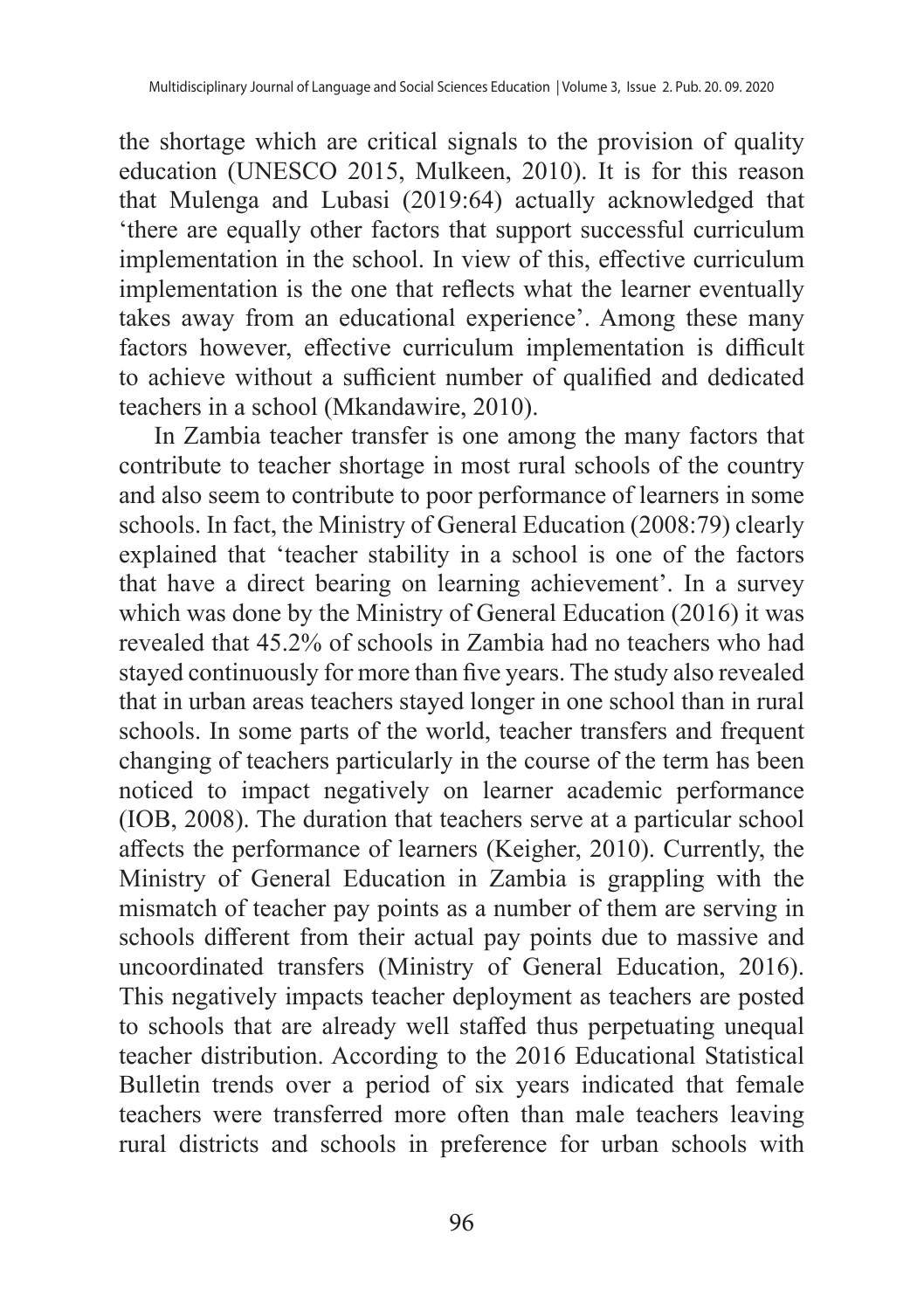the shortage which are critical signals to the provision of quality education (UNESCO 2015, Mulkeen, 2010). It is for this reason that Mulenga and Lubasi (2019:64) actually acknowledged that 'there are equally other factors that support successful curriculum implementation in the school. In view of this, effective curriculum implementation is the one that reflects what the learner eventually takes away from an educational experience'. Among these many factors however, effective curriculum implementation is difficult to achieve without a sufficient number of qualified and dedicated teachers in a school (Mkandawire, 2010).

In Zambia teacher transfer is one among the many factors that contribute to teacher shortage in most rural schools of the country and also seem to contribute to poor performance of learners in some schools. In fact, the Ministry of General Education (2008:79) clearly explained that 'teacher stability in a school is one of the factors that have a direct bearing on learning achievement'. In a survey which was done by the Ministry of General Education (2016) it was revealed that 45.2% of schools in Zambia had no teachers who had stayed continuously for more than five years. The study also revealed that in urban areas teachers stayed longer in one school than in rural schools. In some parts of the world, teacher transfers and frequent changing of teachers particularly in the course of the term has been noticed to impact negatively on learner academic performance (IOB, 2008). The duration that teachers serve at a particular school affects the performance of learners (Keigher, 2010). Currently, the Ministry of General Education in Zambia is grappling with the mismatch of teacher pay points as a number of them are serving in schools different from their actual pay points due to massive and uncoordinated transfers (Ministry of General Education, 2016). This negatively impacts teacher deployment as teachers are posted to schools that are already well staffed thus perpetuating unequal teacher distribution. According to the 2016 Educational Statistical Bulletin trends over a period of six years indicated that female teachers were transferred more often than male teachers leaving rural districts and schools in preference for urban schools with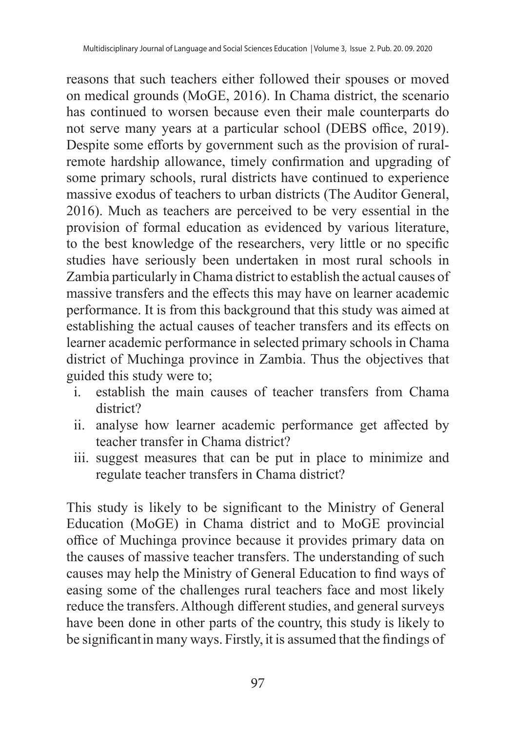reasons that such teachers either followed their spouses or moved on medical grounds (MoGE, 2016). In Chama district, the scenario has continued to worsen because even their male counterparts do not serve many years at a particular school (DEBS office, 2019). Despite some efforts by government such as the provision of rural-remote hardship allowance, timely confirmation and upgrading of some primary schools, rural districts have continued to experience massive exodus of teachers to urban districts (The Auditor General, 2016). Much as teachers are perceived to be very essential in the provision of formal education as evidenced by various literature, to the best knowledge of the researchers, very little or no specific studies have seriously been undertaken in most rural schools in Zambia particularly in Chama district to establish the actual causes of massive transfers and the effects this may have on learner academic performance. It is from this background that this study was aimed at establishing the actual causes of teacher transfers and its effects on learner academic performance in selected primary schools in Chama district of Muchinga province in Zambia. Thus the objectives that guided this study were to;

i. establish the main causes of teacher transfers from Chama district?
ii. analyse how learner academic performance get affected by teacher transfer in Chama district?
iii. suggest measures that can be put in place to minimize and regulate teacher transfers in Chama district?

This study is likely to be significant to the Ministry of General Education (MoGE) in Chama district and to MoGE provincial office of Muchinga province because it provides primary data on the causes of massive teacher transfers. The understanding of such causes may help the Ministry of General Education to find ways of easing some of the challenges rural teachers face and most likely reduce the transfers. Although different studies, and general surveys have been done in other parts of the country, this study is likely to be significant in many ways. Firstly, it is assumed that the findings of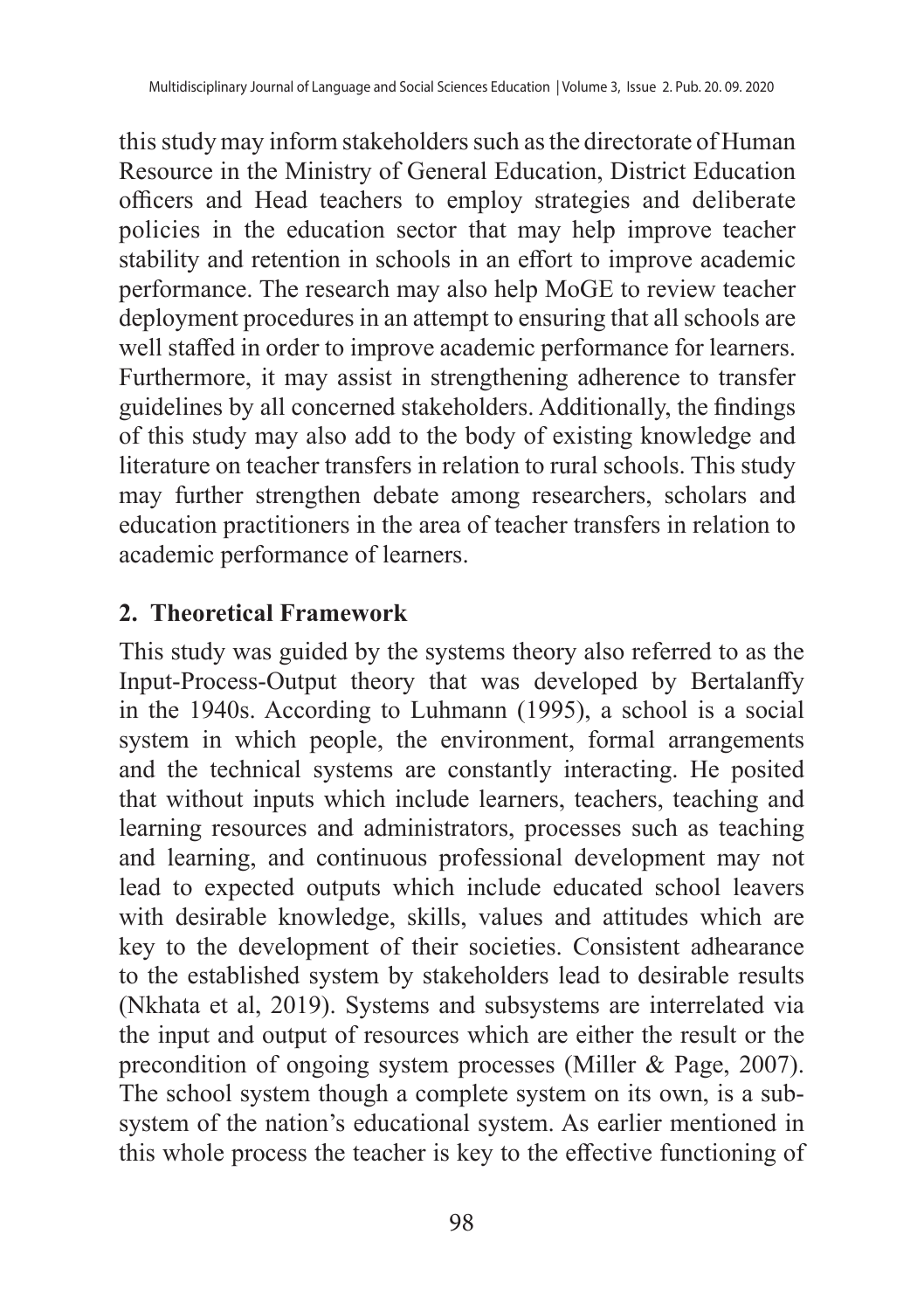this study may inform stakeholders such as the directorate of Human Resource in the Ministry of General Education, District Education officers and Head teachers to employ strategies and deliberate policies in the education sector that may help improve teacher stability and retention in schools in an effort to improve academic performance. The research may also help MoGE to review teacher deployment procedures in an attempt to ensuring that all schools are well staffed in order to improve academic performance for learners. Furthermore, it may assist in strengthening adherence to transfer guidelines by all concerned stakeholders. Additionally, the findings of this study may also add to the body of existing knowledge and literature on teacher transfers in relation to rural schools. This study may further strengthen debate among researchers, scholars and education practitioners in the area of teacher transfers in relation to academic performance of learners.

## 2. Theoretical Framework

This study was guided by the systems theory also referred to as the Input-Process-Output theory that was developed by Bertalanffy in the 1940s. According to Luhmann (1995), a school is a social system in which people, the environment, formal arrangements and the technical systems are constantly interacting. He posited that without inputs which include learners, teachers, teaching and learning resources and administrators, processes such as teaching and learning, and continuous professional development may not lead to expected outputs which include educated school leavers with desirable knowledge, skills, values and attitudes which are key to the development of their societies. Consistent adhearance to the established system by stakeholders lead to desirable results (Nkhata et al, 2019). Systems and subsystems are interrelated via the input and output of resources which are either the result or the precondition of ongoing system processes (Miller & Page, 2007). The school system though a complete system on its own, is a sub-system of the nation's educational system. As earlier mentioned in this whole process the teacher is key to the effective functioning of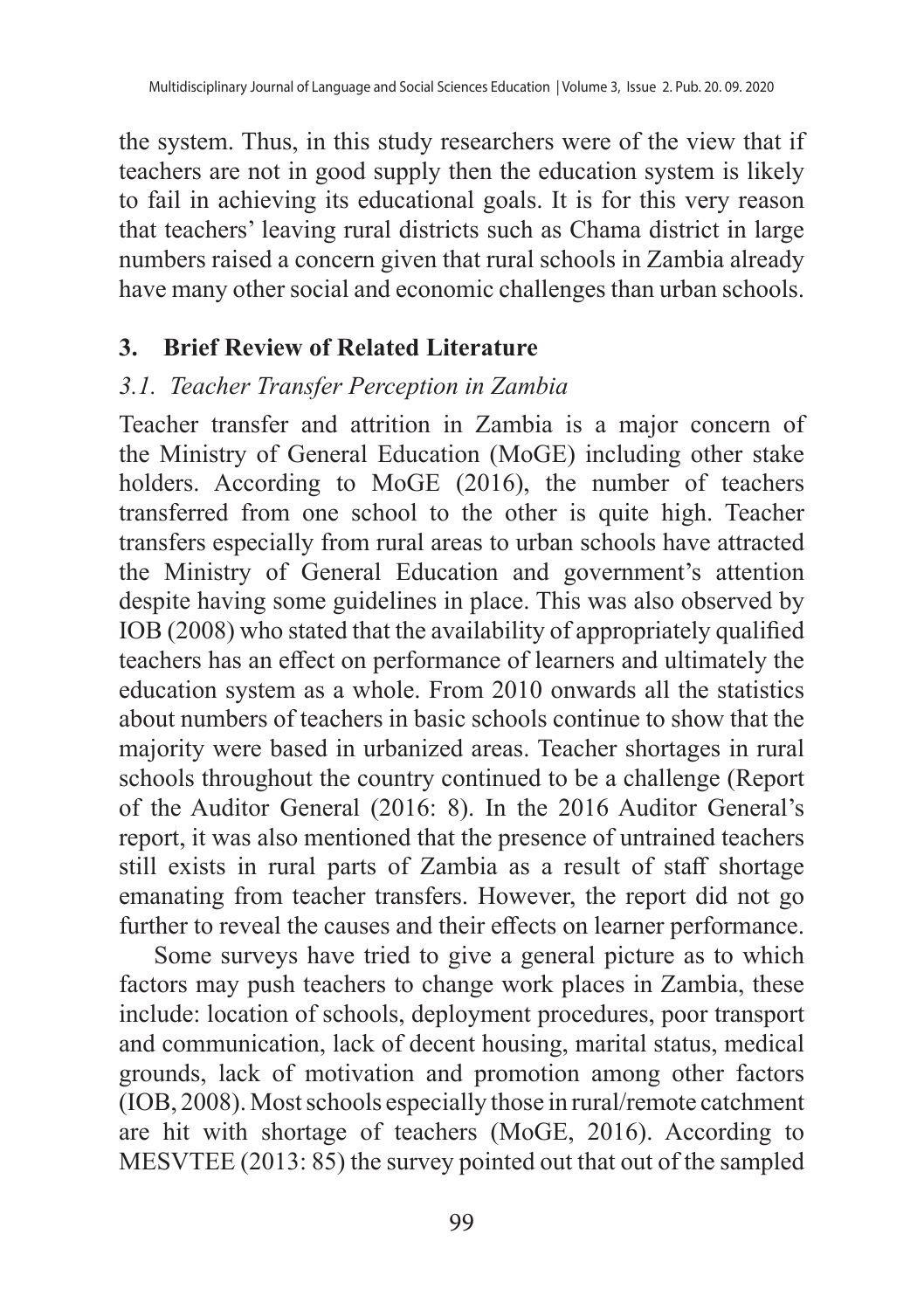the system. Thus, in this study researchers were of the view that if teachers are not in good supply then the education system is likely to fail in achieving its educational goals. It is for this very reason that teachers' leaving rural districts such as Chama district in large numbers raised a concern given that rural schools in Zambia already have many other social and economic challenges than urban schools.

## 3. Brief Review of Related Literature

### *3.1. Teacher Transfer Perception in Zambia*

Teacher transfer and attrition in Zambia is a major concern of the Ministry of General Education (MoGE) including other stake holders. According to MoGE (2016), the number of teachers transferred from one school to the other is quite high. Teacher transfers especially from rural areas to urban schools have attracted the Ministry of General Education and government's attention despite having some guidelines in place. This was also observed by IOB (2008) who stated that the availability of appropriately qualified teachers has an effect on performance of learners and ultimately the education system as a whole. From 2010 onwards all the statistics about numbers of teachers in basic schools continue to show that the majority were based in urbanized areas. Teacher shortages in rural schools throughout the country continued to be a challenge (Report of the Auditor General (2016: 8). In the 2016 Auditor General's report, it was also mentioned that the presence of untrained teachers still exists in rural parts of Zambia as a result of staff shortage emanating from teacher transfers. However, the report did not go further to reveal the causes and their effects on learner performance.

Some surveys have tried to give a general picture as to which factors may push teachers to change work places in Zambia, these include: location of schools, deployment procedures, poor transport and communication, lack of decent housing, marital status, medical grounds, lack of motivation and promotion among other factors (IOB, 2008). Most schools especially those in rural/remote catchment are hit with shortage of teachers (MoGE, 2016). According to MESVTEE (2013: 85) the survey pointed out that out of the sampled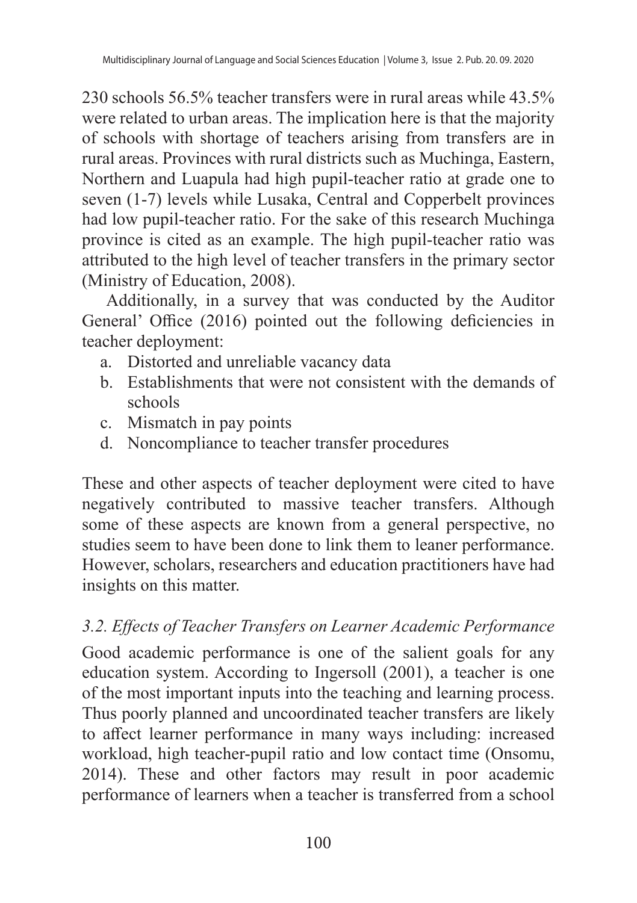230 schools 56.5% teacher transfers were in rural areas while 43.5% were related to urban areas. The implication here is that the majority of schools with shortage of teachers arising from transfers are in rural areas. Provinces with rural districts such as Muchinga, Eastern, Northern and Luapula had high pupil-teacher ratio at grade one to seven (1-7) levels while Lusaka, Central and Copperbelt provinces had low pupil-teacher ratio. For the sake of this research Muchinga province is cited as an example. The high pupil-teacher ratio was attributed to the high level of teacher transfers in the primary sector (Ministry of Education, 2008).

Additionally, in a survey that was conducted by the Auditor General' Office (2016) pointed out the following deficiencies in teacher deployment:

a. Distorted and unreliable vacancy data
b. Establishments that were not consistent with the demands of schools
c. Mismatch in pay points
d. Noncompliance to teacher transfer procedures

These and other aspects of teacher deployment were cited to have negatively contributed to massive teacher transfers. Although some of these aspects are known from a general perspective, no studies seem to have been done to link them to leaner performance. However, scholars, researchers and education practitioners have had insights on this matter.

### *3.2. Effects of Teacher Transfers on Learner Academic Performance*

Good academic performance is one of the salient goals for any education system. According to Ingersoll (2001), a teacher is one of the most important inputs into the teaching and learning process. Thus poorly planned and uncoordinated teacher transfers are likely to affect learner performance in many ways including: increased workload, high teacher-pupil ratio and low contact time (Onsomu, 2014). These and other factors may result in poor academic performance of learners when a teacher is transferred from a school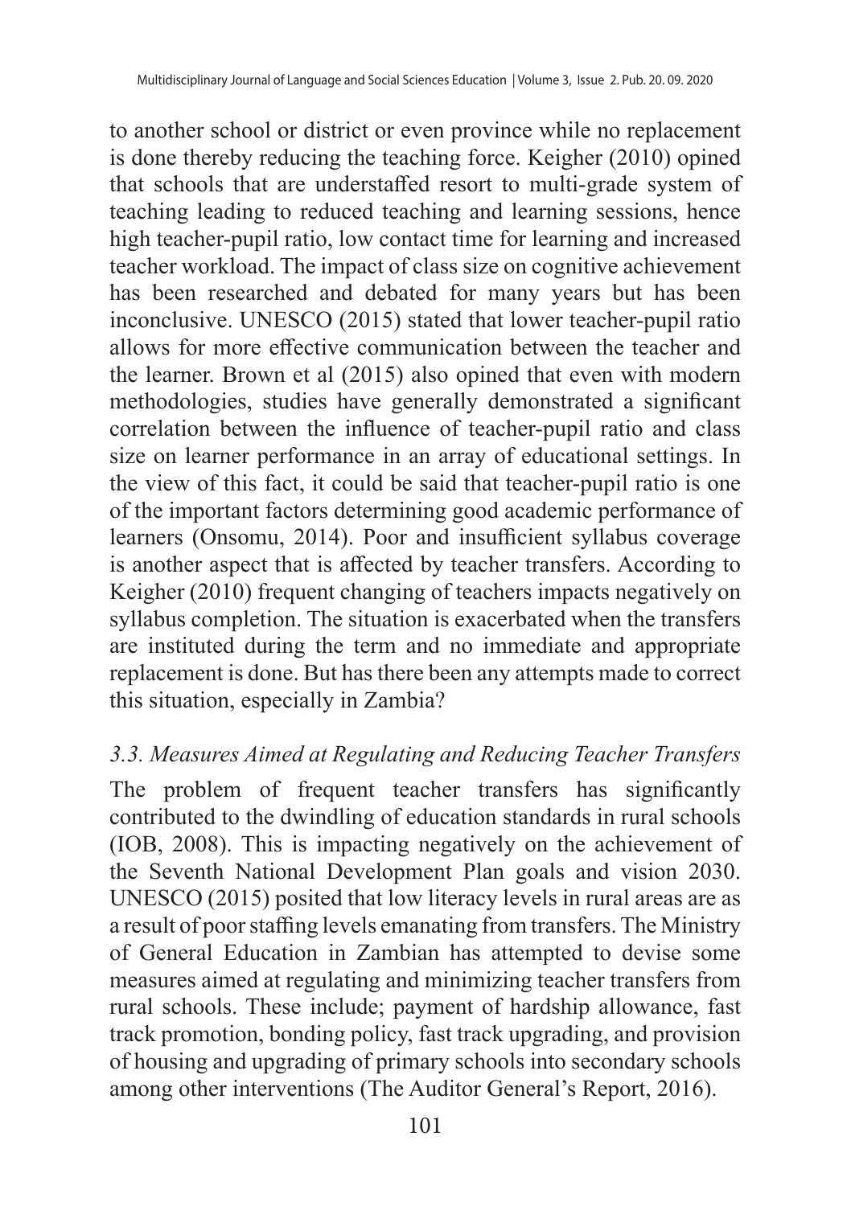to another school or district or even province while no replacement is done thereby reducing the teaching force. Keigher (2010) opined that schools that are understaffed resort to multi-grade system of teaching leading to reduced teaching and learning sessions, hence high teacher-pupil ratio, low contact time for learning and increased teacher workload. The impact of class size on cognitive achievement has been researched and debated for many years but has been inconclusive. UNESCO (2015) stated that lower teacher-pupil ratio allows for more effective communication between the teacher and the learner. Brown et al (2015) also opined that even with modern methodologies, studies have generally demonstrated a significant correlation between the influence of teacher-pupil ratio and class size on learner performance in an array of educational settings. In the view of this fact, it could be said that teacher-pupil ratio is one of the important factors determining good academic performance of learners (Onsomu, 2014). Poor and insufficient syllabus coverage is another aspect that is affected by teacher transfers. According to Keigher (2010) frequent changing of teachers impacts negatively on syllabus completion. The situation is exacerbated when the transfers are instituted during the term and no immediate and appropriate replacement is done. But has there been any attempts made to correct this situation, especially in Zambia?

### *3.3. Measures Aimed at Regulating and Reducing Teacher Transfers*

The problem of frequent teacher transfers has significantly contributed to the dwindling of education standards in rural schools (IOB, 2008). This is impacting negatively on the achievement of the Seventh National Development Plan goals and vision 2030. UNESCO (2015) posited that low literacy levels in rural areas are as a result of poor staffing levels emanating from transfers. The Ministry of General Education in Zambian has attempted to devise some measures aimed at regulating and minimizing teacher transfers from rural schools. These include; payment of hardship allowance, fast track promotion, bonding policy, fast track upgrading, and provision of housing and upgrading of primary schools into secondary schools among other interventions (The Auditor General's Report, 2016).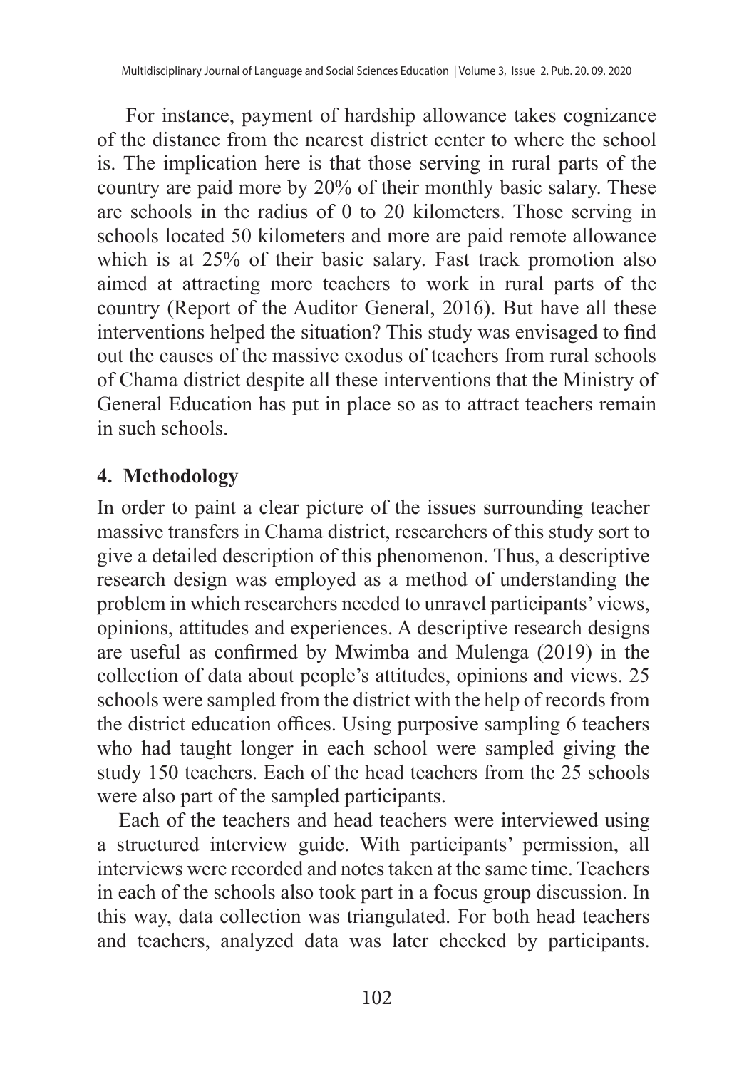For instance, payment of hardship allowance takes cognizance of the distance from the nearest district center to where the school is. The implication here is that those serving in rural parts of the country are paid more by 20% of their monthly basic salary. These are schools in the radius of 0 to 20 kilometers. Those serving in schools located 50 kilometers and more are paid remote allowance which is at 25% of their basic salary. Fast track promotion also aimed at attracting more teachers to work in rural parts of the country (Report of the Auditor General, 2016). But have all these interventions helped the situation? This study was envisaged to find out the causes of the massive exodus of teachers from rural schools of Chama district despite all these interventions that the Ministry of General Education has put in place so as to attract teachers remain in such schools.

## 4. Methodology

In order to paint a clear picture of the issues surrounding teacher massive transfers in Chama district, researchers of this study sort to give a detailed description of this phenomenon. Thus, a descriptive research design was employed as a method of understanding the problem in which researchers needed to unravel participants' views, opinions, attitudes and experiences. A descriptive research designs are useful as confirmed by Mwimba and Mulenga (2019) in the collection of data about people's attitudes, opinions and views. 25 schools were sampled from the district with the help of records from the district education offices. Using purposive sampling 6 teachers who had taught longer in each school were sampled giving the study 150 teachers. Each of the head teachers from the 25 schools were also part of the sampled participants.

Each of the teachers and head teachers were interviewed using a structured interview guide. With participants' permission, all interviews were recorded and notes taken at the same time. Teachers in each of the schools also took part in a focus group discussion. In this way, data collection was triangulated. For both head teachers and teachers, analyzed data was later checked by participants.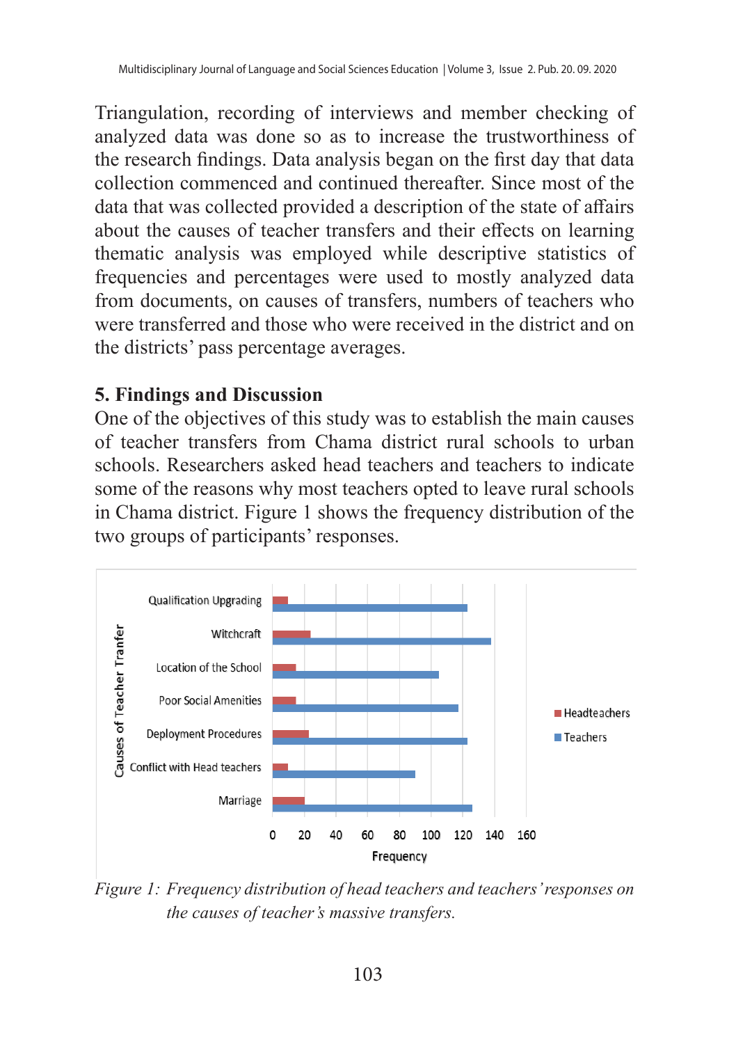Triangulation, recording of interviews and member checking of analyzed data was done so as to increase the trustworthiness of the research findings. Data analysis began on the first day that data collection commenced and continued thereafter. Since most of the data that was collected provided a description of the state of affairs about the causes of teacher transfers and their effects on learning thematic analysis was employed while descriptive statistics of frequencies and percentages were used to mostly analyzed data from documents, on causes of transfers, numbers of teachers who were transferred and those who were received in the district and on the districts' pass percentage averages.

## 5. Findings and Discussion

One of the objectives of this study was to establish the main causes of teacher transfers from Chama district rural schools to urban schools. Researchers asked head teachers and teachers to indicate some of the reasons why most teachers opted to leave rural schools in Chama district. Figure 1 shows the frequency distribution of the two groups of participants' responses.

*Figure 1: Frequency distribution of head teachers and teachers' responses on the causes of teacher's massive transfers.*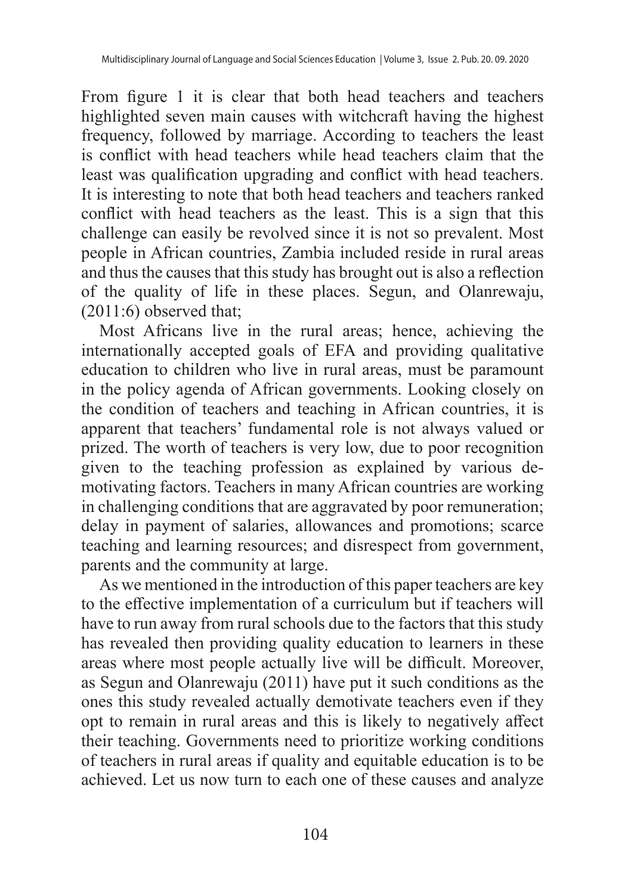From figure 1 it is clear that both head teachers and teachers highlighted seven main causes with witchcraft having the highest frequency, followed by marriage. According to teachers the least is conflict with head teachers while head teachers claim that the least was qualification upgrading and conflict with head teachers. It is interesting to note that both head teachers and teachers ranked conflict with head teachers as the least. This is a sign that this challenge can easily be revolved since it is not so prevalent. Most people in African countries, Zambia included reside in rural areas and thus the causes that this study has brought out is also a reflection of the quality of life in these places. Segun, and Olanrewaju, (2011:6) observed that;

Most Africans live in the rural areas; hence, achieving the internationally accepted goals of EFA and providing qualitative education to children who live in rural areas, must be paramount in the policy agenda of African governments. Looking closely on the condition of teachers and teaching in African countries, it is apparent that teachers' fundamental role is not always valued or prized. The worth of teachers is very low, due to poor recognition given to the teaching profession as explained by various de-motivating factors. Teachers in many African countries are working in challenging conditions that are aggravated by poor remuneration; delay in payment of salaries, allowances and promotions; scarce teaching and learning resources; and disrespect from government, parents and the community at large.

As we mentioned in the introduction of this paper teachers are key to the effective implementation of a curriculum but if teachers will have to run away from rural schools due to the factors that this study has revealed then providing quality education to learners in these areas where most people actually live will be difficult. Moreover, as Segun and Olanrewaju (2011) have put it such conditions as the ones this study revealed actually demotivate teachers even if they opt to remain in rural areas and this is likely to negatively affect their teaching. Governments need to prioritize working conditions of teachers in rural areas if quality and equitable education is to be achieved. Let us now turn to each one of these causes and analyze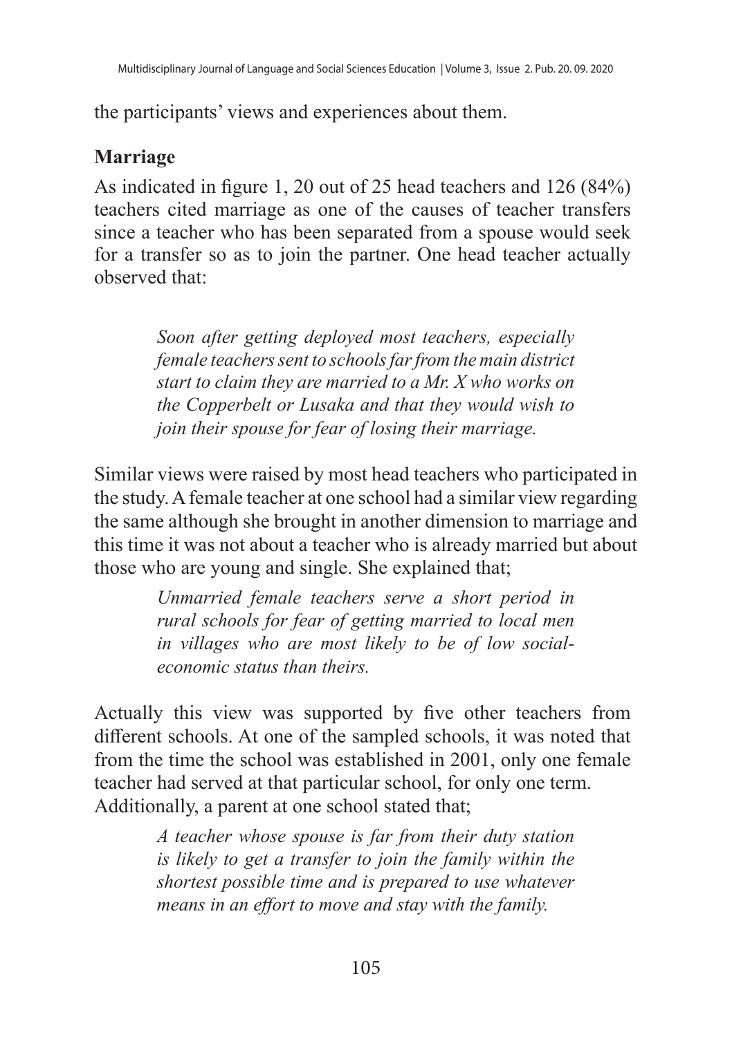the participants' views and experiences about them.

## Marriage

As indicated in figure 1, 20 out of 25 head teachers and 126 (84%) teachers cited marriage as one of the causes of teacher transfers since a teacher who has been separated from a spouse would seek for a transfer so as to join the partner. One head teacher actually observed that:

> *Soon after getting deployed most teachers, especially female teachers sent to schools far from the main district start to claim they are married to a Mr. X who works on the Copperbelt or Lusaka and that they would wish to join their spouse for fear of losing their marriage.*

Similar views were raised by most head teachers who participated in the study. A female teacher at one school had a similar view regarding the same although she brought in another dimension to marriage and this time it was not about a teacher who is already married but about those who are young and single. She explained that;

> *Unmarried female teachers serve a short period in rural schools for fear of getting married to local men in villages who are most likely to be of low social-economic status than theirs.*

Actually this view was supported by five other teachers from different schools. At one of the sampled schools, it was noted that from the time the school was established in 2001, only one female teacher had served at that particular school, for only one term. Additionally, a parent at one school stated that;

> *A teacher whose spouse is far from their duty station is likely to get a transfer to join the family within the shortest possible time and is prepared to use whatever means in an effort to move and stay with the family.*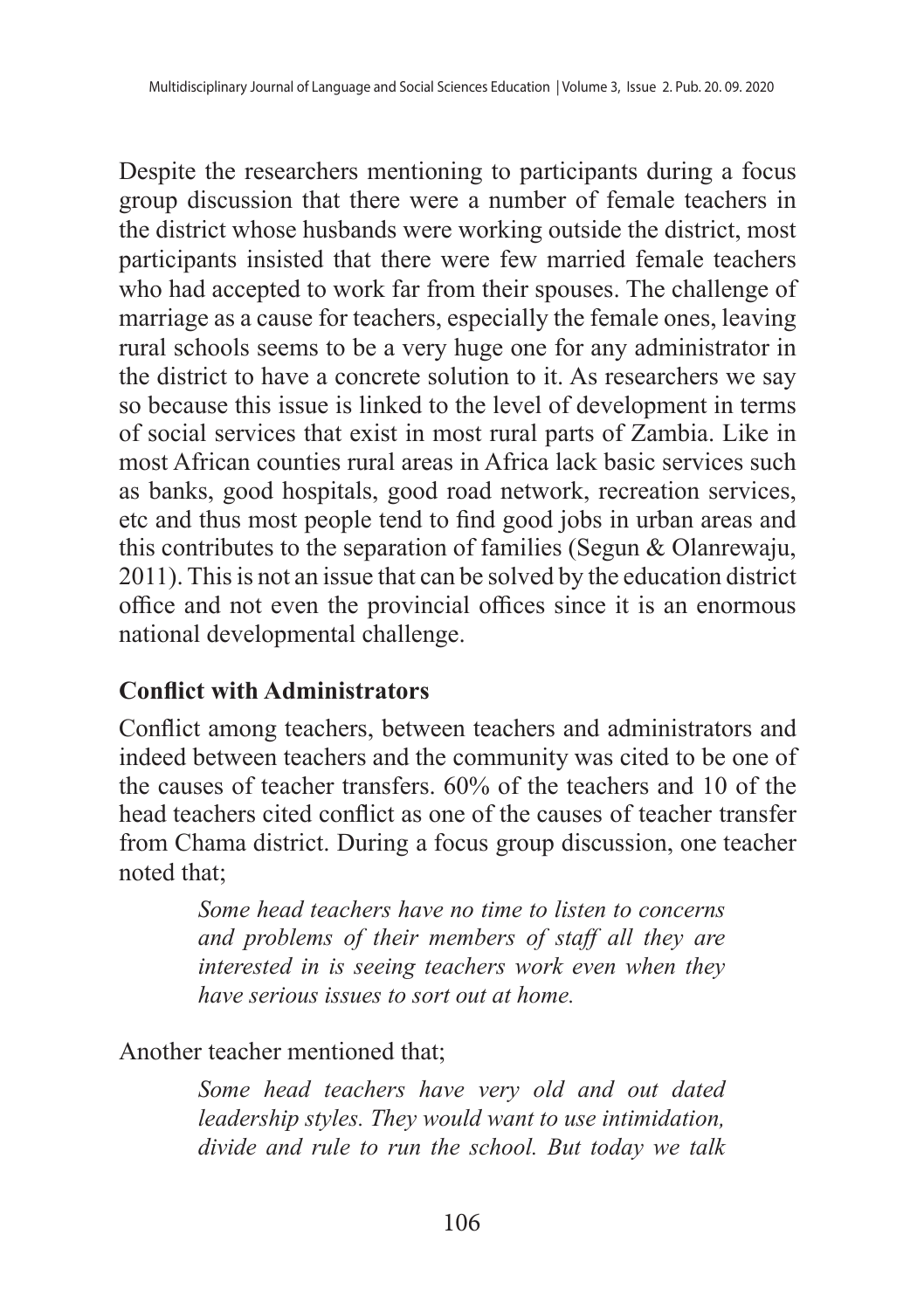Despite the researchers mentioning to participants during a focus group discussion that there were a number of female teachers in the district whose husbands were working outside the district, most participants insisted that there were few married female teachers who had accepted to work far from their spouses. The challenge of marriage as a cause for teachers, especially the female ones, leaving rural schools seems to be a very huge one for any administrator in the district to have a concrete solution to it. As researchers we say so because this issue is linked to the level of development in terms of social services that exist in most rural parts of Zambia. Like in most African counties rural areas in Africa lack basic services such as banks, good hospitals, good road network, recreation services, etc and thus most people tend to find good jobs in urban areas and this contributes to the separation of families (Segun & Olanrewaju, 2011). This is not an issue that can be solved by the education district office and not even the provincial offices since it is an enormous national developmental challenge.

## Conflict with Administrators

Conflict among teachers, between teachers and administrators and indeed between teachers and the community was cited to be one of the causes of teacher transfers. 60% of the teachers and 10 of the head teachers cited conflict as one of the causes of teacher transfer from Chama district. During a focus group discussion, one teacher noted that;

> *Some head teachers have no time to listen to concerns and problems of their members of staff all they are interested in is seeing teachers work even when they have serious issues to sort out at home.*

Another teacher mentioned that;

> *Some head teachers have very old and out dated leadership styles. They would want to use intimidation, divide and rule to run the school. But today we talk*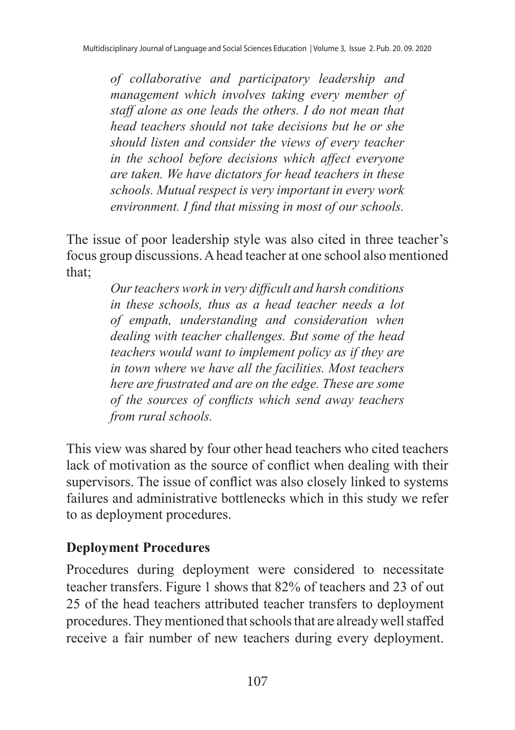> *of collaborative and participatory leadership and management which involves taking every member of staff alone as one leads the others. I do not mean that head teachers should not take decisions but he or she should listen and consider the views of every teacher in the school before decisions which affect everyone are taken. We have dictators for head teachers in these schools. Mutual respect is very important in every work environment. I find that missing in most of our schools.*

The issue of poor leadership style was also cited in three teacher's focus group discussions. A head teacher at one school also mentioned that;

> *Our teachers work in very difficult and harsh conditions in these schools, thus as a head teacher needs a lot of empath, understanding and consideration when dealing with teacher challenges. But some of the head teachers would want to implement policy as if they are in town where we have all the facilities. Most teachers here are frustrated and are on the edge. These are some of the sources of conflicts which send away teachers from rural schools.*

This view was shared by four other head teachers who cited teachers lack of motivation as the source of conflict when dealing with their supervisors. The issue of conflict was also closely linked to systems failures and administrative bottlenecks which in this study we refer to as deployment procedures.

### Deployment Procedures

Procedures during deployment were considered to necessitate teacher transfers. Figure 1 shows that 82% of teachers and 23 of out 25 of the head teachers attributed teacher transfers to deployment procedures. They mentioned that schools that are already well staffed receive a fair number of new teachers during every deployment.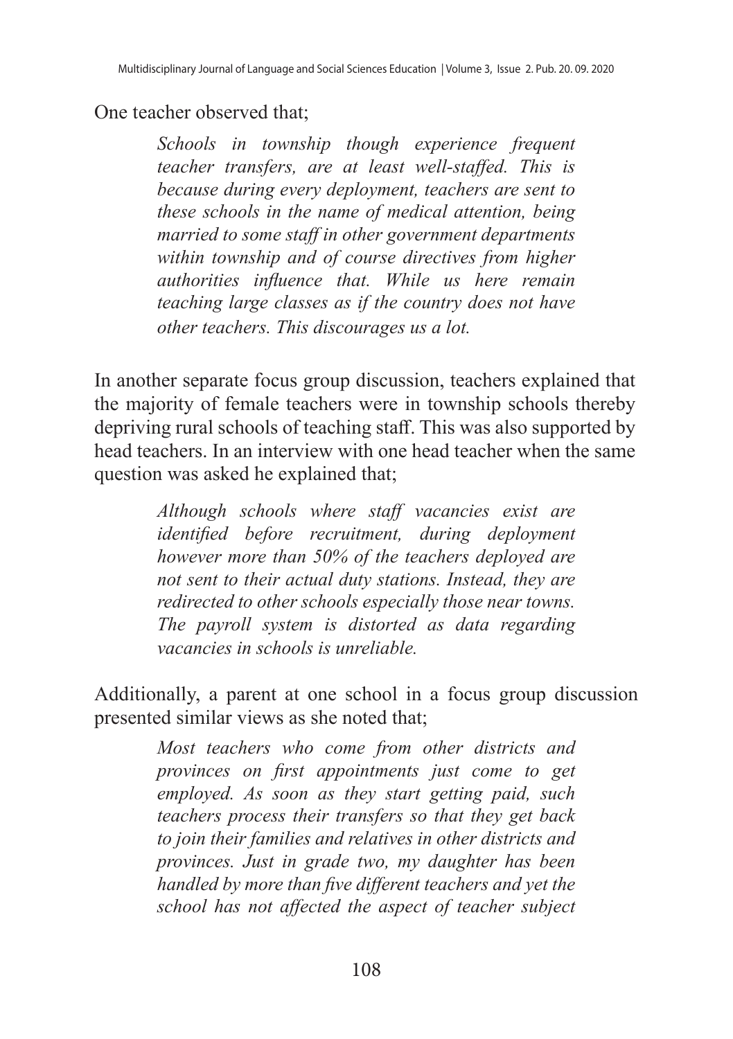One teacher observed that;

> *Schools in township though experience frequent teacher transfers, are at least well-staffed. This is because during every deployment, teachers are sent to these schools in the name of medical attention, being married to some staff in other government departments within township and of course directives from higher authorities influence that. While us here remain teaching large classes as if the country does not have other teachers. This discourages us a lot.*

In another separate focus group discussion, teachers explained that the majority of female teachers were in township schools thereby depriving rural schools of teaching staff. This was also supported by head teachers. In an interview with one head teacher when the same question was asked he explained that;

> *Although schools where staff vacancies exist are identified before recruitment, during deployment however more than 50% of the teachers deployed are not sent to their actual duty stations. Instead, they are redirected to other schools especially those near towns. The payroll system is distorted as data regarding vacancies in schools is unreliable.*

Additionally, a parent at one school in a focus group discussion presented similar views as she noted that;

> *Most teachers who come from other districts and provinces on first appointments just come to get employed. As soon as they start getting paid, such teachers process their transfers so that they get back to join their families and relatives in other districts and provinces. Just in grade two, my daughter has been handled by more than five different teachers and yet the school has not affected the aspect of teacher subject*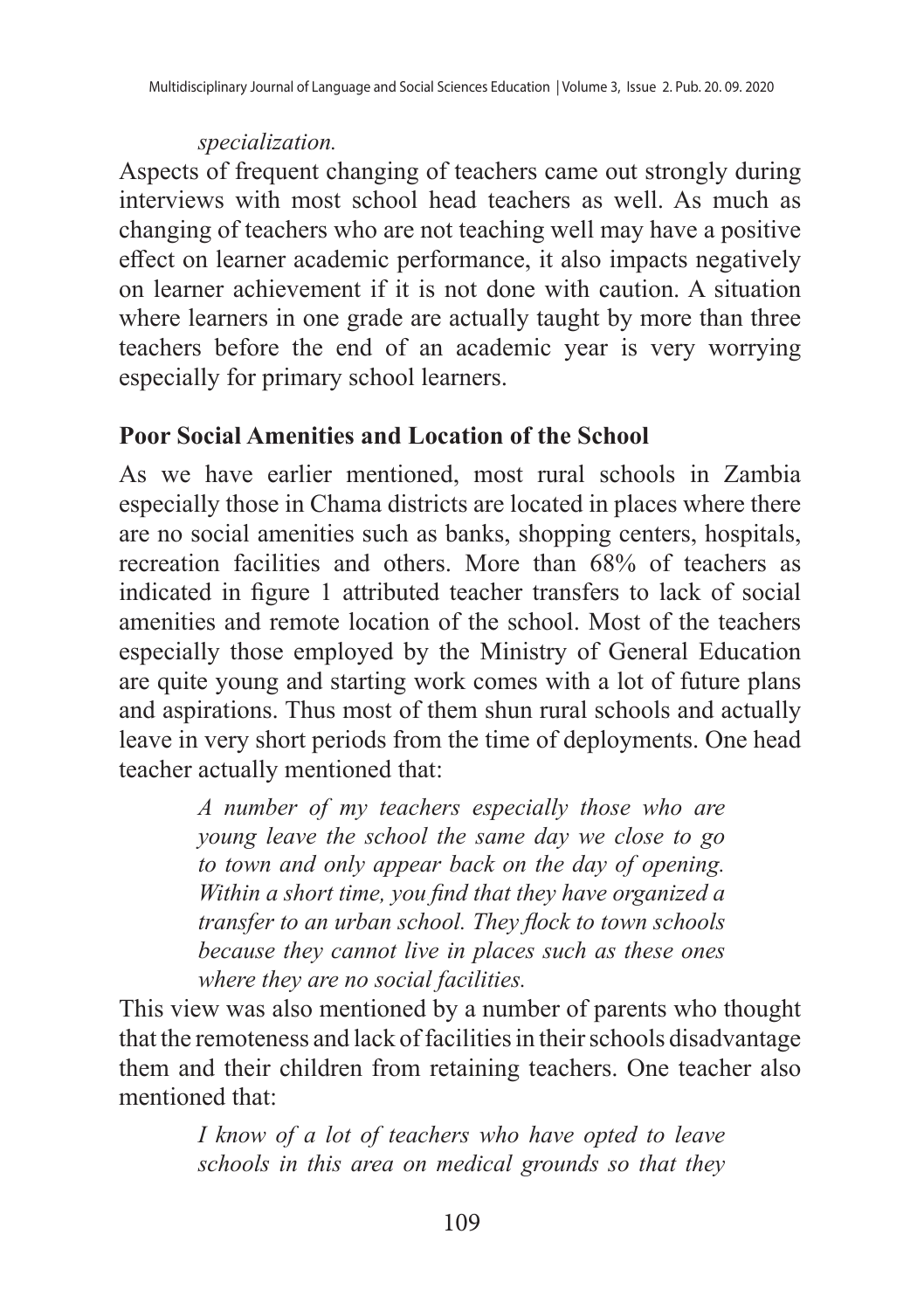*specialization.*

Aspects of frequent changing of teachers came out strongly during interviews with most school head teachers as well. As much as changing of teachers who are not teaching well may have a positive effect on learner academic performance, it also impacts negatively on learner achievement if it is not done with caution. A situation where learners in one grade are actually taught by more than three teachers before the end of an academic year is very worrying especially for primary school learners.

### Poor Social Amenities and Location of the School

As we have earlier mentioned, most rural schools in Zambia especially those in Chama districts are located in places where there are no social amenities such as banks, shopping centers, hospitals, recreation facilities and others. More than 68% of teachers as indicated in figure 1 attributed teacher transfers to lack of social amenities and remote location of the school. Most of the teachers especially those employed by the Ministry of General Education are quite young and starting work comes with a lot of future plans and aspirations. Thus most of them shun rural schools and actually leave in very short periods from the time of deployments. One head teacher actually mentioned that:

> *A number of my teachers especially those who are young leave the school the same day we close to go to town and only appear back on the day of opening. Within a short time, you find that they have organized a transfer to an urban school. They flock to town schools because they cannot live in places such as these ones where they are no social facilities.*

This view was also mentioned by a number of parents who thought that the remoteness and lack of facilities in their schools disadvantage them and their children from retaining teachers. One teacher also mentioned that:

> *I know of a lot of teachers who have opted to leave schools in this area on medical grounds so that they*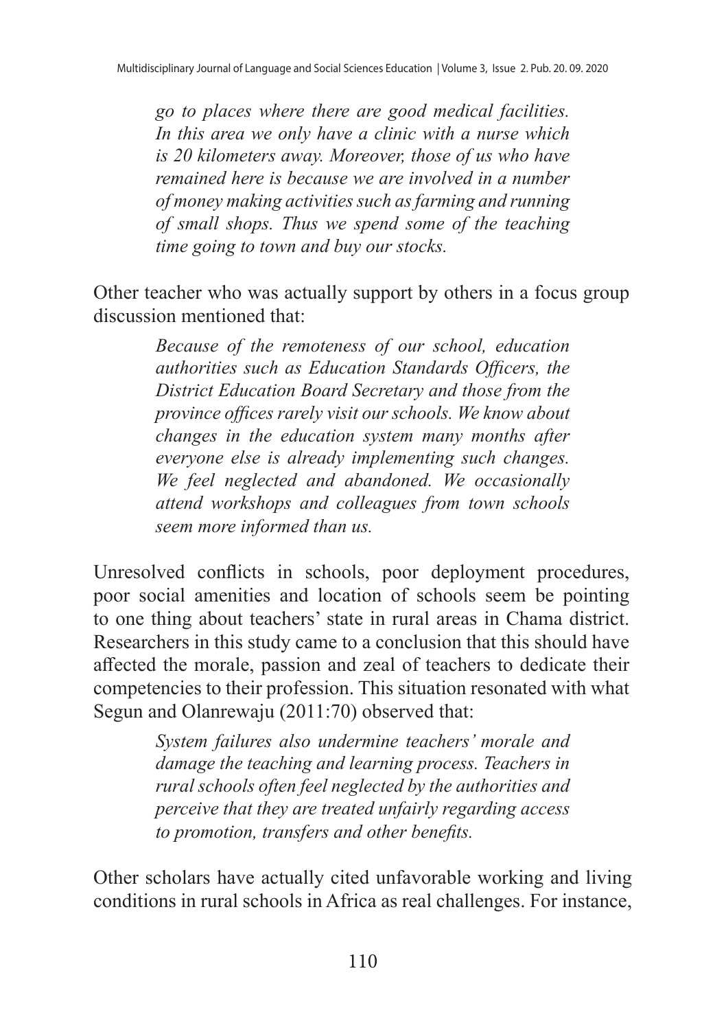> *go to places where there are good medical facilities. In this area we only have a clinic with a nurse which is 20 kilometers away. Moreover, those of us who have remained here is because we are involved in a number of money making activities such as farming and running of small shops. Thus we spend some of the teaching time going to town and buy our stocks.*

Other teacher who was actually support by others in a focus group discussion mentioned that:

> *Because of the remoteness of our school, education authorities such as Education Standards Officers, the District Education Board Secretary and those from the province offices rarely visit our schools. We know about changes in the education system many months after everyone else is already implementing such changes. We feel neglected and abandoned. We occasionally attend workshops and colleagues from town schools seem more informed than us.*

Unresolved conflicts in schools, poor deployment procedures, poor social amenities and location of schools seem be pointing to one thing about teachers' state in rural areas in Chama district. Researchers in this study came to a conclusion that this should have affected the morale, passion and zeal of teachers to dedicate their competencies to their profession. This situation resonated with what Segun and Olanrewaju (2011:70) observed that:

> *System failures also undermine teachers' morale and damage the teaching and learning process. Teachers in rural schools often feel neglected by the authorities and perceive that they are treated unfairly regarding access to promotion, transfers and other benefits.*

Other scholars have actually cited unfavorable working and living conditions in rural schools in Africa as real challenges. For instance,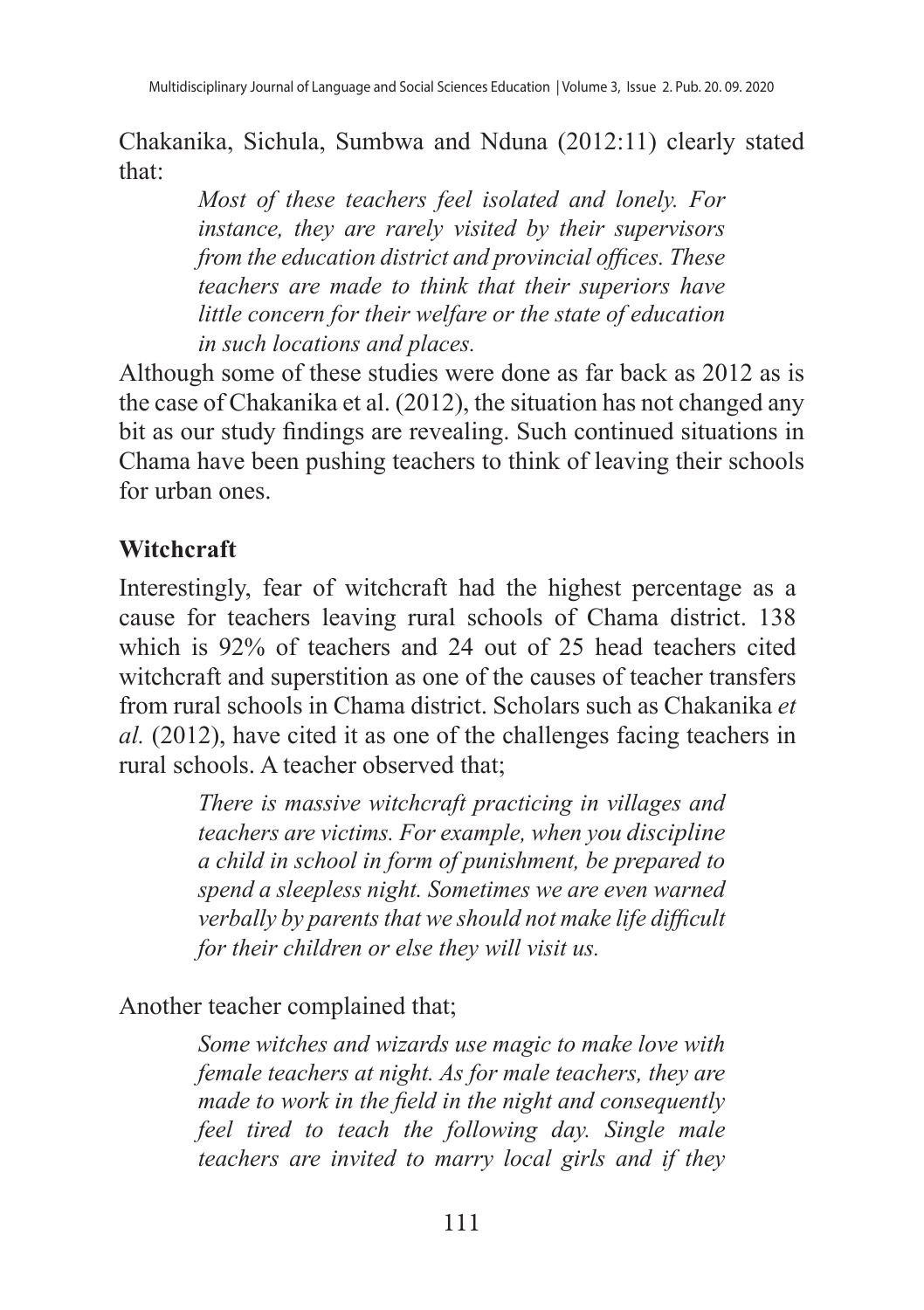Chakanika, Sichula, Sumbwa and Nduna (2012:11) clearly stated that:

> *Most of these teachers feel isolated and lonely. For instance, they are rarely visited by their supervisors from the education district and provincial offices. These teachers are made to think that their superiors have little concern for their welfare or the state of education in such locations and places.*

Although some of these studies were done as far back as 2012 as is the case of Chakanika et al. (2012), the situation has not changed any bit as our study findings are revealing. Such continued situations in Chama have been pushing teachers to think of leaving their schools for urban ones.

### Witchcraft

Interestingly, fear of witchcraft had the highest percentage as a cause for teachers leaving rural schools of Chama district. 138 which is 92% of teachers and 24 out of 25 head teachers cited witchcraft and superstition as one of the causes of teacher transfers from rural schools in Chama district. Scholars such as Chakanika *et al.* (2012), have cited it as one of the challenges facing teachers in rural schools. A teacher observed that;

> *There is massive witchcraft practicing in villages and teachers are victims. For example, when you discipline a child in school in form of punishment, be prepared to spend a sleepless night. Sometimes we are even warned verbally by parents that we should not make life difficult for their children or else they will visit us.*

Another teacher complained that;

> *Some witches and wizards use magic to make love with female teachers at night. As for male teachers, they are made to work in the field in the night and consequently feel tired to teach the following day. Single male teachers are invited to marry local girls and if they*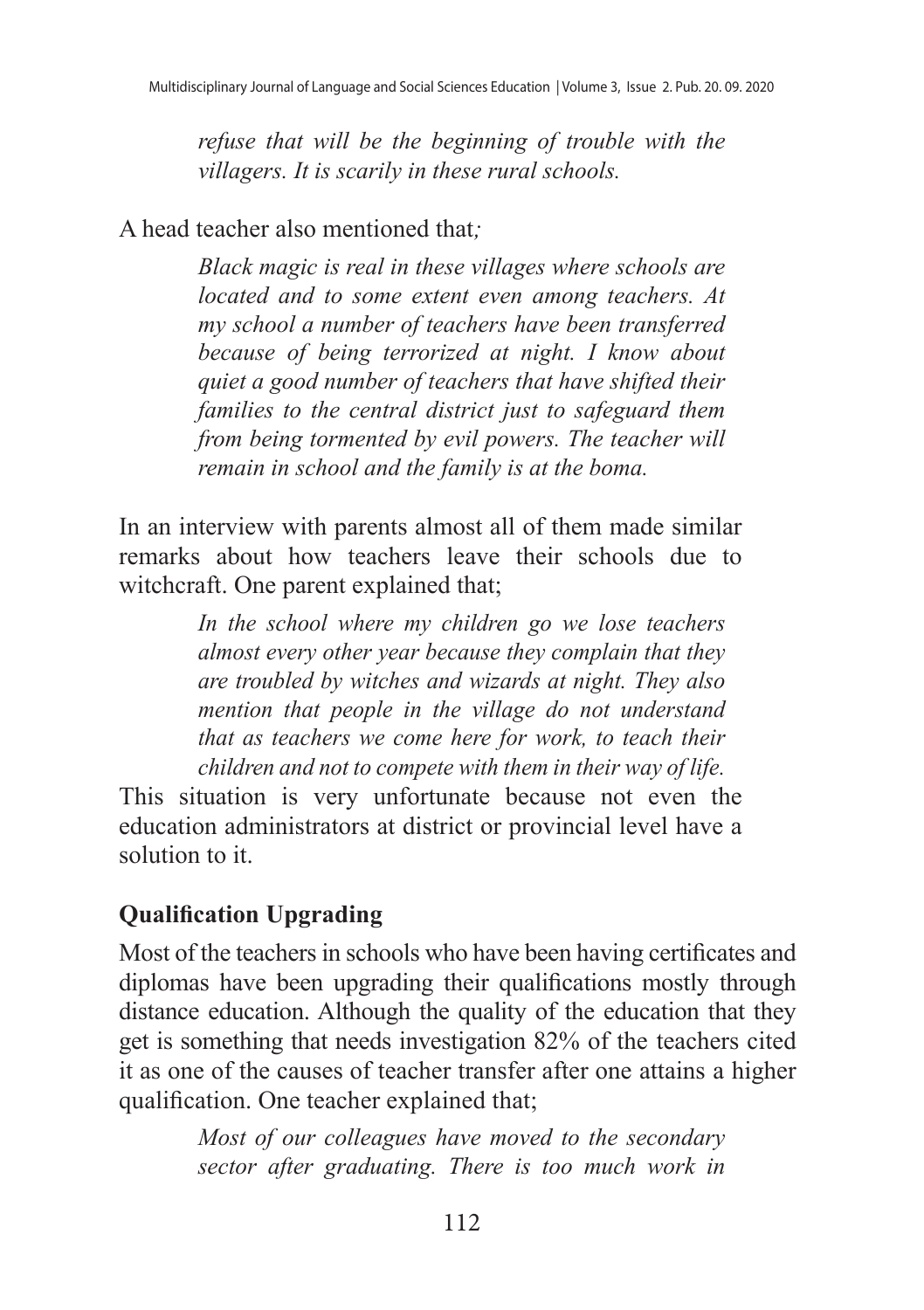> *refuse that will be the beginning of trouble with the villagers. It is scarily in these rural schools.*

A head teacher also mentioned that*;*

> *Black magic is real in these villages where schools are located and to some extent even among teachers. At my school a number of teachers have been transferred because of being terrorized at night. I know about quiet a good number of teachers that have shifted their families to the central district just to safeguard them from being tormented by evil powers. The teacher will remain in school and the family is at the boma.*

In an interview with parents almost all of them made similar remarks about how teachers leave their schools due to witchcraft. One parent explained that;

> *In the school where my children go we lose teachers almost every other year because they complain that they are troubled by witches and wizards at night. They also mention that people in the village do not understand that as teachers we come here for work, to teach their children and not to compete with them in their way of life.*

This situation is very unfortunate because not even the education administrators at district or provincial level have a solution to it.

## Qualification Upgrading

Most of the teachers in schools who have been having certificates and diplomas have been upgrading their qualifications mostly through distance education. Although the quality of the education that they get is something that needs investigation 82% of the teachers cited it as one of the causes of teacher transfer after one attains a higher qualification. One teacher explained that;

> *Most of our colleagues have moved to the secondary sector after graduating. There is too much work in*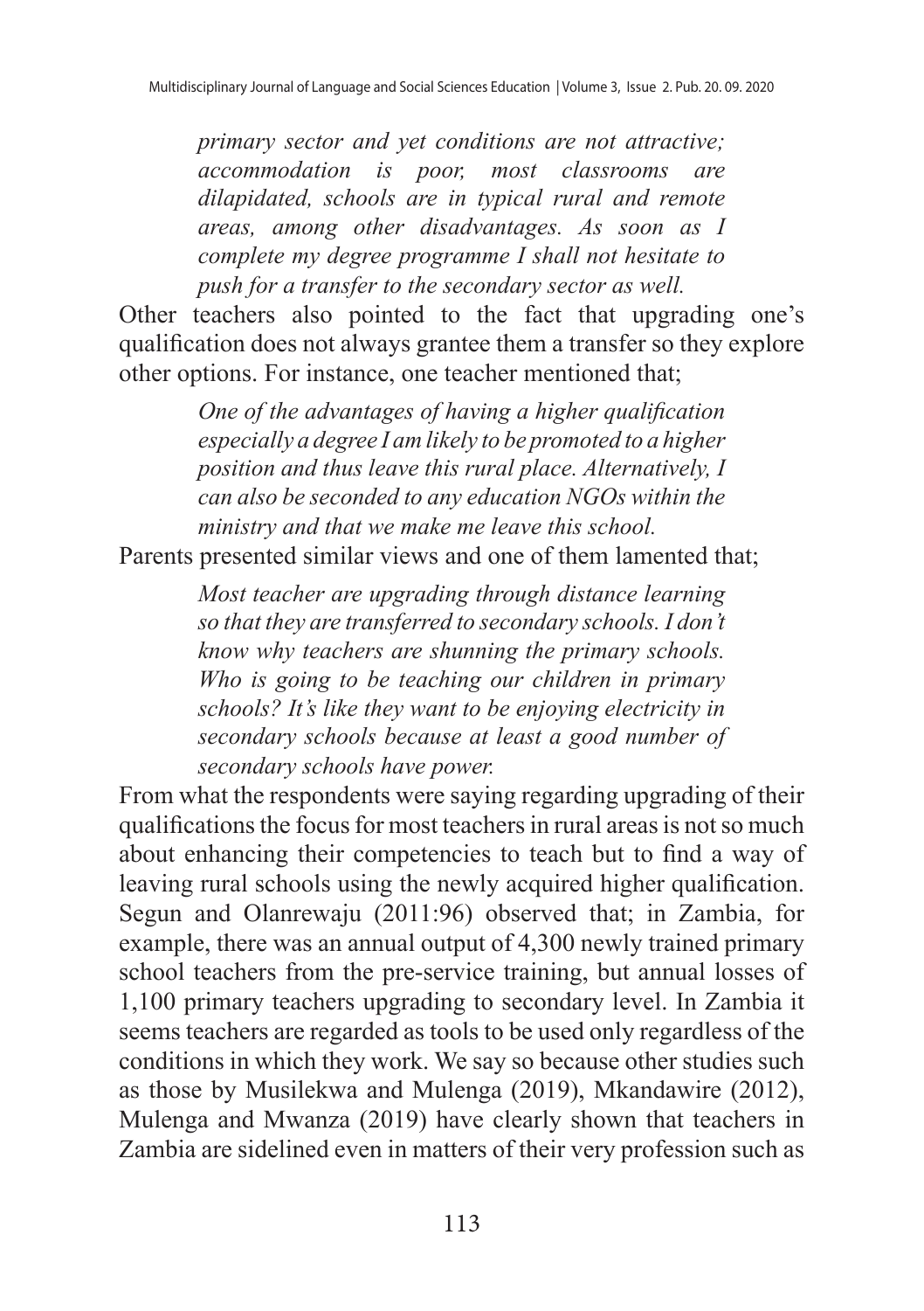*primary sector and yet conditions are not attractive; accommodation is poor, most classrooms are dilapidated, schools are in typical rural and remote areas, among other disadvantages. As soon as I complete my degree programme I shall not hesitate to push for a transfer to the secondary sector as well.*

Other teachers also pointed to the fact that upgrading one's qualification does not always grantee them a transfer so they explore other options. For instance, one teacher mentioned that;

> *One of the advantages of having a higher qualification especially a degree I am likely to be promoted to a higher position and thus leave this rural place. Alternatively, I can also be seconded to any education NGOs within the ministry and that we make me leave this school.*

Parents presented similar views and one of them lamented that;

> *Most teacher are upgrading through distance learning so that they are transferred to secondary schools. I don't know why teachers are shunning the primary schools. Who is going to be teaching our children in primary schools? It's like they want to be enjoying electricity in secondary schools because at least a good number of secondary schools have power.*

From what the respondents were saying regarding upgrading of their qualifications the focus for most teachers in rural areas is not so much about enhancing their competencies to teach but to find a way of leaving rural schools using the newly acquired higher qualification. Segun and Olanrewaju (2011:96) observed that; in Zambia, for example, there was an annual output of 4,300 newly trained primary school teachers from the pre-service training, but annual losses of 1,100 primary teachers upgrading to secondary level. In Zambia it seems teachers are regarded as tools to be used only regardless of the conditions in which they work. We say so because other studies such as those by Musilekwa and Mulenga (2019), Mkandawire (2012), Mulenga and Mwanza (2019) have clearly shown that teachers in Zambia are sidelined even in matters of their very profession such as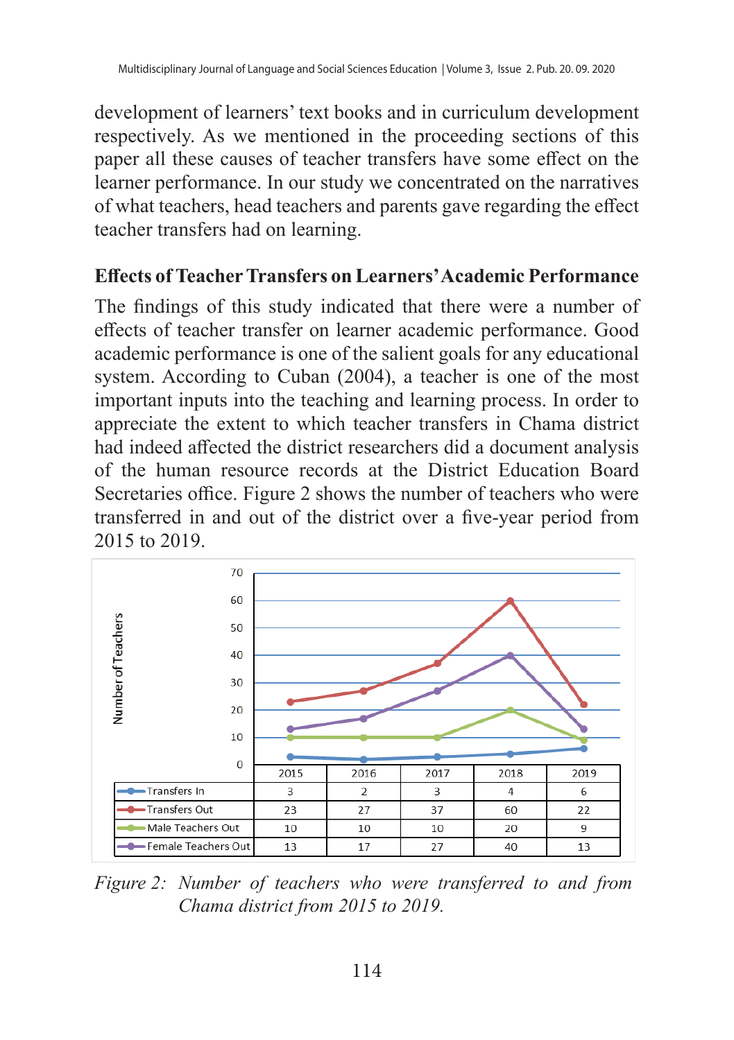development of learners' text books and in curriculum development respectively. As we mentioned in the proceeding sections of this paper all these causes of teacher transfers have some effect on the learner performance. In our study we concentrated on the narratives of what teachers, head teachers and parents gave regarding the effect teacher transfers had on learning.

## Effects of Teacher Transfers on Learners' Academic Performance

The findings of this study indicated that there were a number of effects of teacher transfer on learner academic performance. Good academic performance is one of the salient goals for any educational system. According to Cuban (2004), a teacher is one of the most important inputs into the teaching and learning process. In order to appreciate the extent to which teacher transfers in Chama district had indeed affected the district researchers did a document analysis of the human resource records at the District Education Board Secretaries office. Figure 2 shows the number of teachers who were transferred in and out of the district over a five-year period from 2015 to 2019.

| | 2015 | 2016 | 2017 | 2018 | 2019 |
|---|---|---|---|---|---|
| Transfers In | 3 | 2 | 3 | 4 | 6 |
| Transfers Out | 23 | 27 | 37 | 60 | 22 |
| Male Teachers Out | 10 | 10 | 10 | 20 | 9 |
| Female Teachers Out | 13 | 17 | 27 | 40 | 13 |

*Figure 2: Number of teachers who were transferred to and from Chama district from 2015 to 2019.*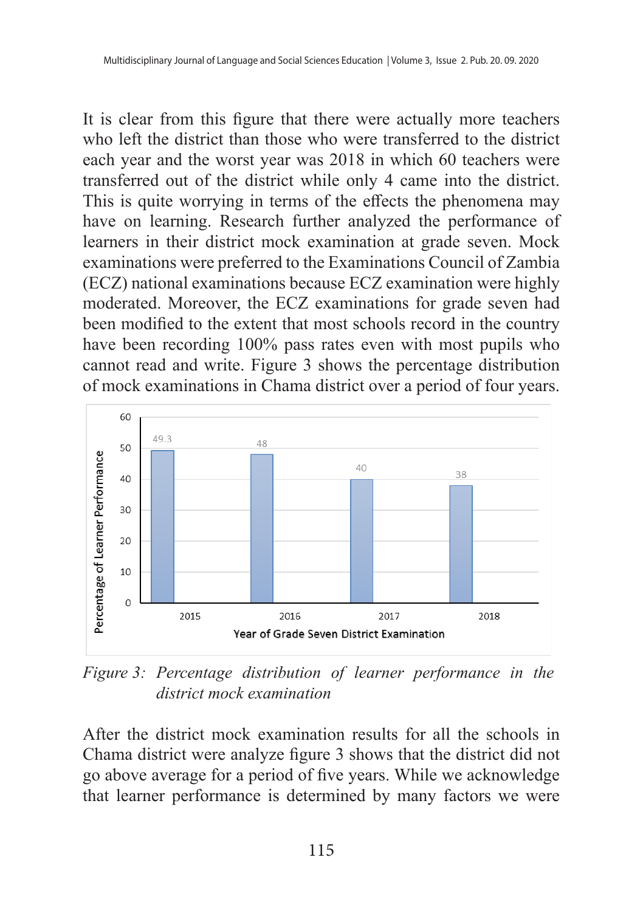It is clear from this figure that there were actually more teachers who left the district than those who were transferred to the district each year and the worst year was 2018 in which 60 teachers were transferred out of the district while only 4 came into the district. This is quite worrying in terms of the effects the phenomena may have on learning. Research further analyzed the performance of learners in their district mock examination at grade seven. Mock examinations were preferred to the Examinations Council of Zambia (ECZ) national examinations because ECZ examination were highly moderated. Moreover, the ECZ examinations for grade seven had been modified to the extent that most schools record in the country have been recording 100% pass rates even with most pupils who cannot read and write. Figure 3 shows the percentage distribution of mock examinations in Chama district over a period of four years.

*Figure 3: Percentage distribution of learner performance in the district mock examination*

After the district mock examination results for all the schools in Chama district were analyze figure 3 shows that the district did not go above average for a period of five years. While we acknowledge that learner performance is determined by many factors we were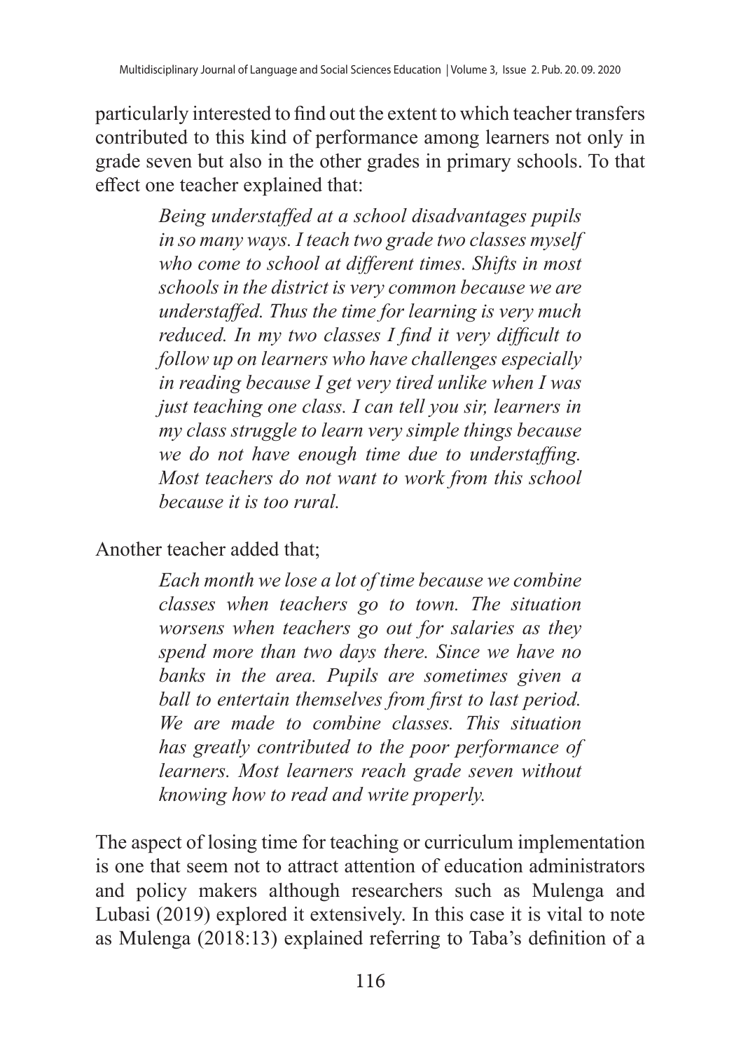particularly interested to find out the extent to which teacher transfers contributed to this kind of performance among learners not only in grade seven but also in the other grades in primary schools. To that effect one teacher explained that:

> *Being understaffed at a school disadvantages pupils in so many ways. I teach two grade two classes myself who come to school at different times. Shifts in most schools in the district is very common because we are understaffed. Thus the time for learning is very much reduced. In my two classes I find it very difficult to follow up on learners who have challenges especially in reading because I get very tired unlike when I was just teaching one class. I can tell you sir, learners in my class struggle to learn very simple things because we do not have enough time due to understaffing. Most teachers do not want to work from this school because it is too rural.*

Another teacher added that;

> *Each month we lose a lot of time because we combine classes when teachers go to town. The situation worsens when teachers go out for salaries as they spend more than two days there. Since we have no banks in the area. Pupils are sometimes given a ball to entertain themselves from first to last period. We are made to combine classes. This situation has greatly contributed to the poor performance of learners. Most learners reach grade seven without knowing how to read and write properly.*

The aspect of losing time for teaching or curriculum implementation is one that seem not to attract attention of education administrators and policy makers although researchers such as Mulenga and Lubasi (2019) explored it extensively. In this case it is vital to note as Mulenga (2018:13) explained referring to Taba's definition of a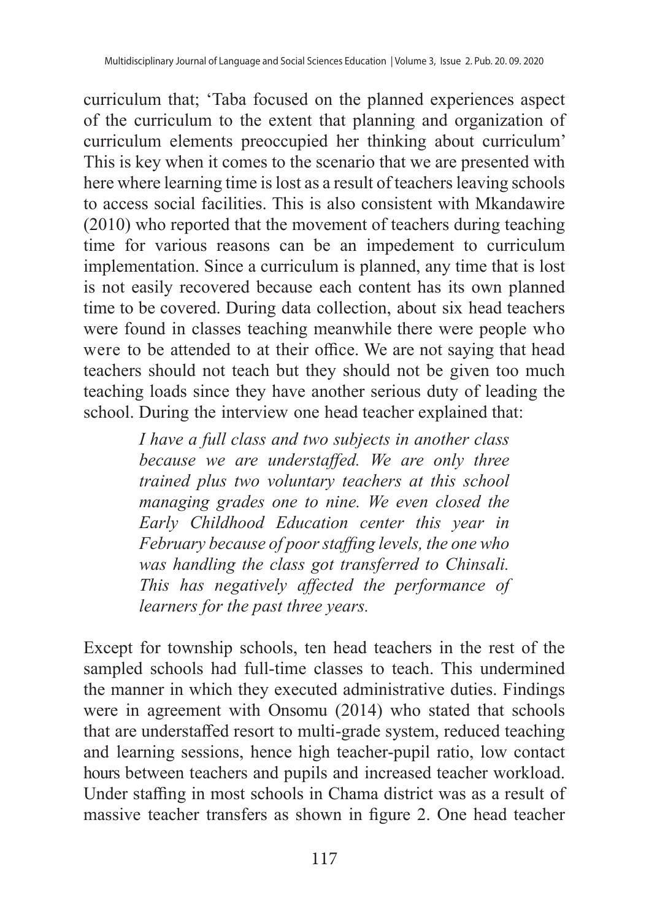curriculum that; 'Taba focused on the planned experiences aspect of the curriculum to the extent that planning and organization of curriculum elements preoccupied her thinking about curriculum' This is key when it comes to the scenario that we are presented with here where learning time is lost as a result of teachers leaving schools to access social facilities. This is also consistent with Mkandawire (2010) who reported that the movement of teachers during teaching time for various reasons can be an impedement to curriculum implementation. Since a curriculum is planned, any time that is lost is not easily recovered because each content has its own planned time to be covered. During data collection, about six head teachers were found in classes teaching meanwhile there were people who were to be attended to at their office. We are not saying that head teachers should not teach but they should not be given too much teaching loads since they have another serious duty of leading the school. During the interview one head teacher explained that:

> *I have a full class and two subjects in another class because we are understaffed. We are only three trained plus two voluntary teachers at this school managing grades one to nine. We even closed the Early Childhood Education center this year in February because of poor staffing levels, the one who was handling the class got transferred to Chinsali. This has negatively affected the performance of learners for the past three years.*

Except for township schools, ten head teachers in the rest of the sampled schools had full-time classes to teach. This undermined the manner in which they executed administrative duties. Findings were in agreement with Onsomu (2014) who stated that schools that are understaffed resort to multi-grade system, reduced teaching and learning sessions, hence high teacher-pupil ratio, low contact hours between teachers and pupils and increased teacher workload. Under staffing in most schools in Chama district was as a result of massive teacher transfers as shown in figure 2. One head teacher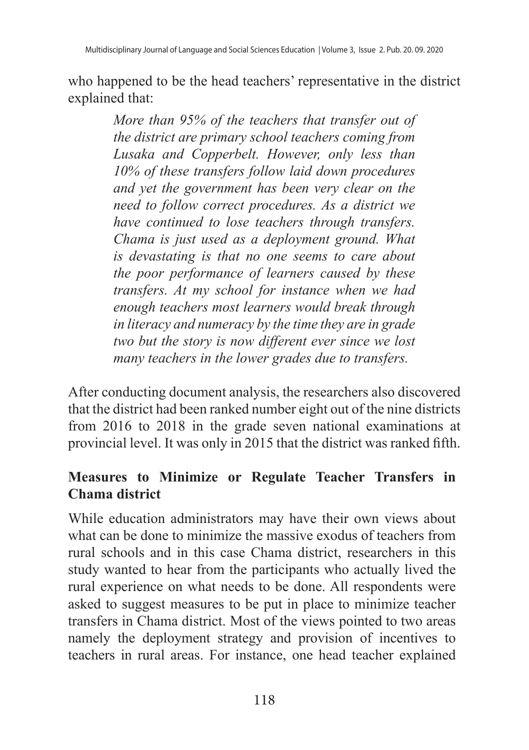who happened to be the head teachers' representative in the district explained that:

> *More than 95% of the teachers that transfer out of the district are primary school teachers coming from Lusaka and Copperbelt. However, only less than 10% of these transfers follow laid down procedures and yet the government has been very clear on the need to follow correct procedures. As a district we have continued to lose teachers through transfers. Chama is just used as a deployment ground. What is devastating is that no one seems to care about the poor performance of learners caused by these transfers. At my school for instance when we had enough teachers most learners would break through in literacy and numeracy by the time they are in grade two but the story is now different ever since we lost many teachers in the lower grades due to transfers.*

After conducting document analysis, the researchers also discovered that the district had been ranked number eight out of the nine districts from 2016 to 2018 in the grade seven national examinations at provincial level. It was only in 2015 that the district was ranked fifth.

## Measures to Minimize or Regulate Teacher Transfers in Chama district

While education administrators may have their own views about what can be done to minimize the massive exodus of teachers from rural schools and in this case Chama district, researchers in this study wanted to hear from the participants who actually lived the rural experience on what needs to be done. All respondents were asked to suggest measures to be put in place to minimize teacher transfers in Chama district. Most of the views pointed to two areas namely the deployment strategy and provision of incentives to teachers in rural areas. For instance, one head teacher explained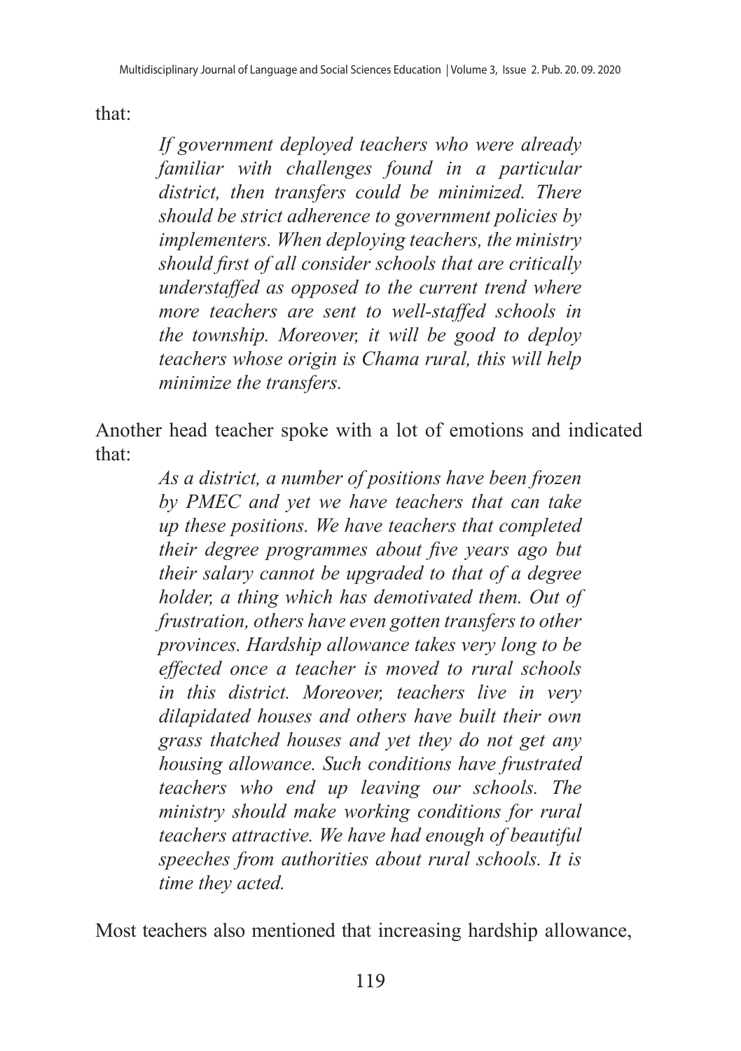that:

> *If government deployed teachers who were already familiar with challenges found in a particular district, then transfers could be minimized. There should be strict adherence to government policies by implementers. When deploying teachers, the ministry should first of all consider schools that are critically understaffed as opposed to the current trend where more teachers are sent to well-staffed schools in the township. Moreover, it will be good to deploy teachers whose origin is Chama rural, this will help minimize the transfers.*

Another head teacher spoke with a lot of emotions and indicated that:

> *As a district, a number of positions have been frozen by PMEC and yet we have teachers that can take up these positions. We have teachers that completed their degree programmes about five years ago but their salary cannot be upgraded to that of a degree holder, a thing which has demotivated them. Out of frustration, others have even gotten transfers to other provinces. Hardship allowance takes very long to be effected once a teacher is moved to rural schools in this district. Moreover, teachers live in very dilapidated houses and others have built their own grass thatched houses and yet they do not get any housing allowance. Such conditions have frustrated teachers who end up leaving our schools. The ministry should make working conditions for rural teachers attractive. We have had enough of beautiful speeches from authorities about rural schools. It is time they acted.*

Most teachers also mentioned that increasing hardship allowance,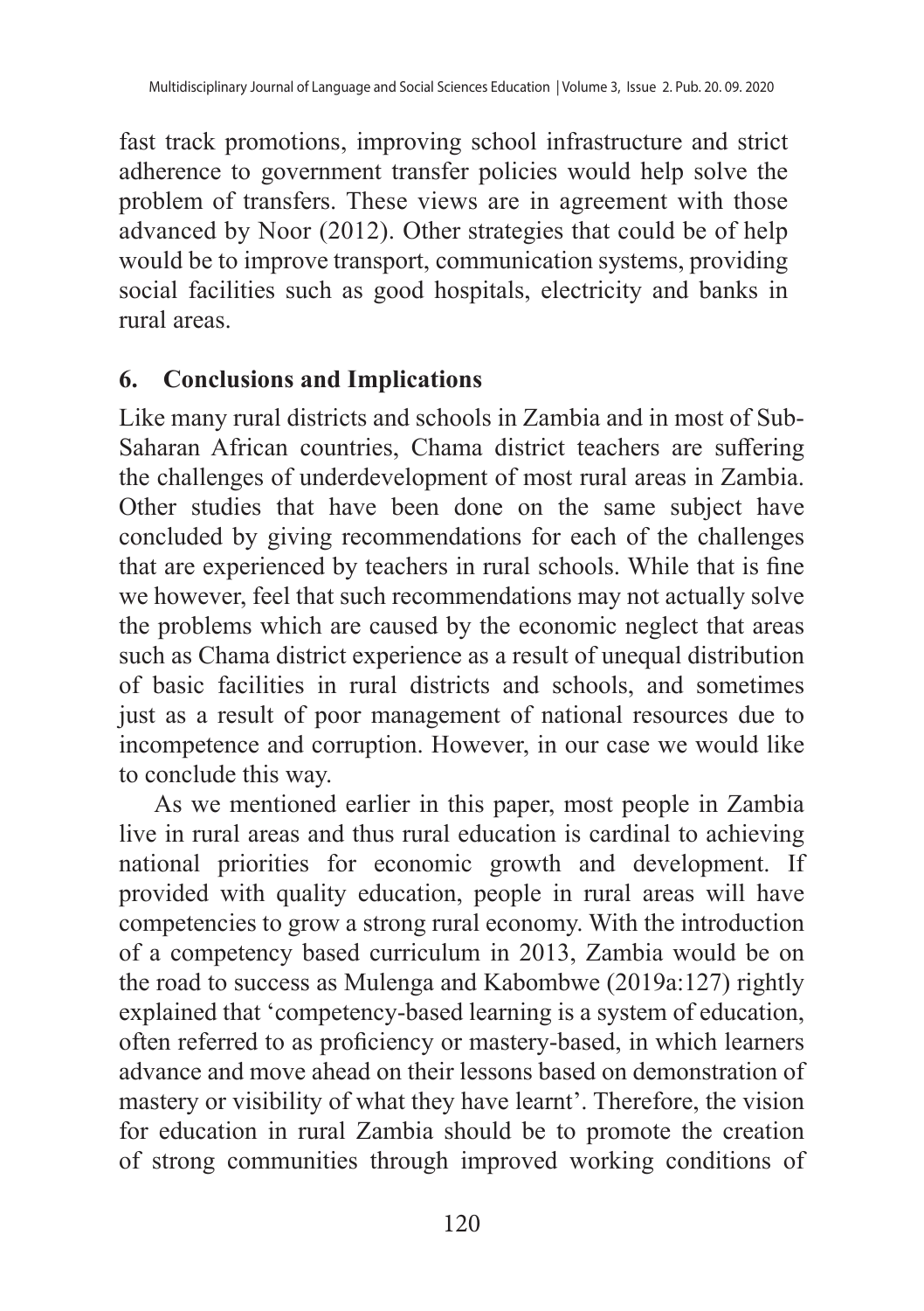fast track promotions, improving school infrastructure and strict adherence to government transfer policies would help solve the problem of transfers. These views are in agreement with those advanced by Noor (2012). Other strategies that could be of help would be to improve transport, communication systems, providing social facilities such as good hospitals, electricity and banks in rural areas.

## 6. Conclusions and Implications

Like many rural districts and schools in Zambia and in most of Sub-Saharan African countries, Chama district teachers are suffering the challenges of underdevelopment of most rural areas in Zambia. Other studies that have been done on the same subject have concluded by giving recommendations for each of the challenges that are experienced by teachers in rural schools. While that is fine we however, feel that such recommendations may not actually solve the problems which are caused by the economic neglect that areas such as Chama district experience as a result of unequal distribution of basic facilities in rural districts and schools, and sometimes just as a result of poor management of national resources due to incompetence and corruption. However, in our case we would like to conclude this way.

As we mentioned earlier in this paper, most people in Zambia live in rural areas and thus rural education is cardinal to achieving national priorities for economic growth and development. If provided with quality education, people in rural areas will have competencies to grow a strong rural economy. With the introduction of a competency based curriculum in 2013, Zambia would be on the road to success as Mulenga and Kabombwe (2019a:127) rightly explained that 'competency-based learning is a system of education, often referred to as proficiency or mastery-based, in which learners advance and move ahead on their lessons based on demonstration of mastery or visibility of what they have learnt'. Therefore, the vision for education in rural Zambia should be to promote the creation of strong communities through improved working conditions of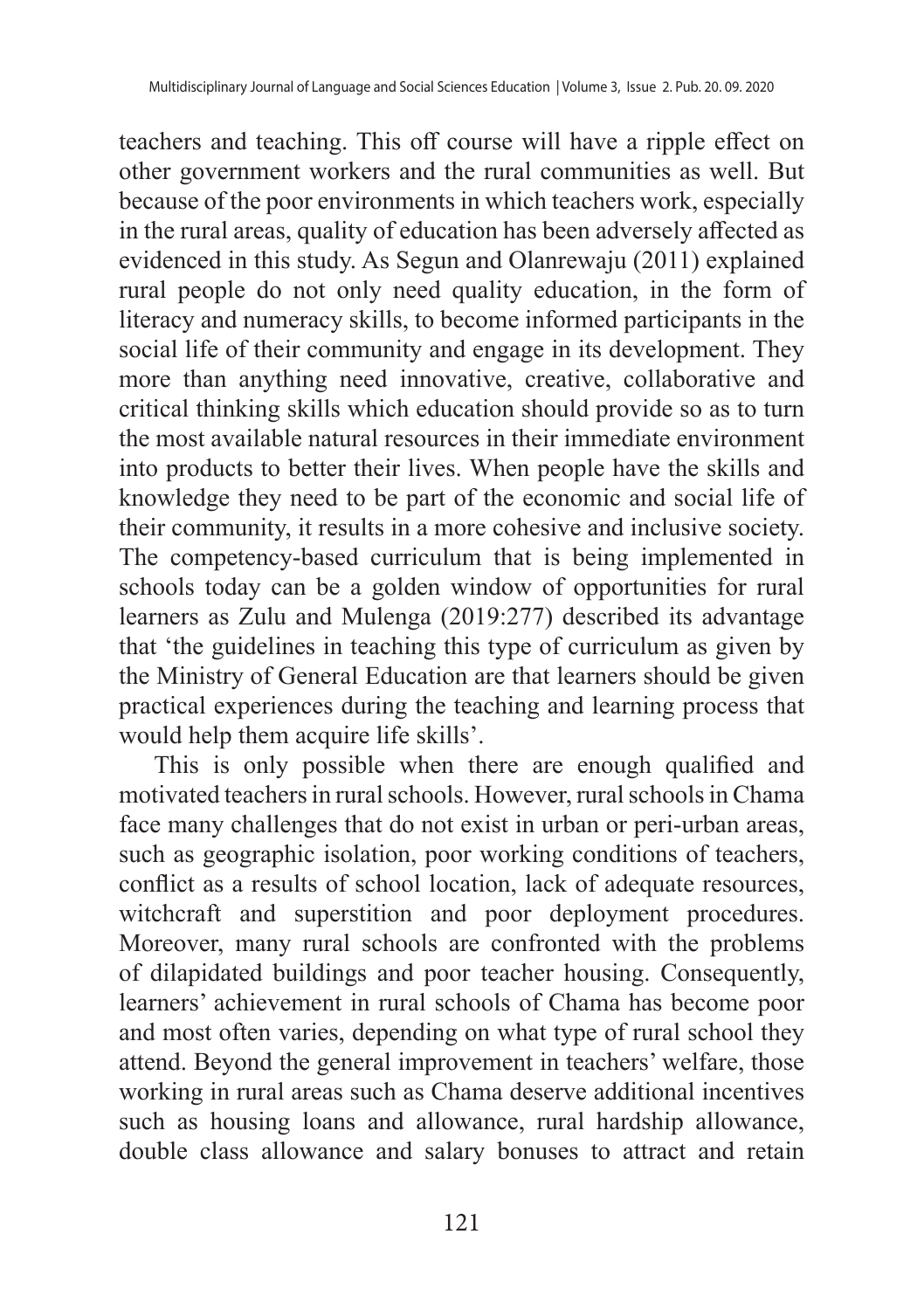teachers and teaching. This off course will have a ripple effect on other government workers and the rural communities as well. But because of the poor environments in which teachers work, especially in the rural areas, quality of education has been adversely affected as evidenced in this study. As Segun and Olanrewaju (2011) explained rural people do not only need quality education, in the form of literacy and numeracy skills, to become informed participants in the social life of their community and engage in its development. They more than anything need innovative, creative, collaborative and critical thinking skills which education should provide so as to turn the most available natural resources in their immediate environment into products to better their lives. When people have the skills and knowledge they need to be part of the economic and social life of their community, it results in a more cohesive and inclusive society. The competency-based curriculum that is being implemented in schools today can be a golden window of opportunities for rural learners as Zulu and Mulenga (2019:277) described its advantage that 'the guidelines in teaching this type of curriculum as given by the Ministry of General Education are that learners should be given practical experiences during the teaching and learning process that would help them acquire life skills'.

This is only possible when there are enough qualified and motivated teachers in rural schools. However, rural schools in Chama face many challenges that do not exist in urban or peri-urban areas, such as geographic isolation, poor working conditions of teachers, conflict as a results of school location, lack of adequate resources, witchcraft and superstition and poor deployment procedures. Moreover, many rural schools are confronted with the problems of dilapidated buildings and poor teacher housing. Consequently, learners' achievement in rural schools of Chama has become poor and most often varies, depending on what type of rural school they attend. Beyond the general improvement in teachers' welfare, those working in rural areas such as Chama deserve additional incentives such as housing loans and allowance, rural hardship allowance, double class allowance and salary bonuses to attract and retain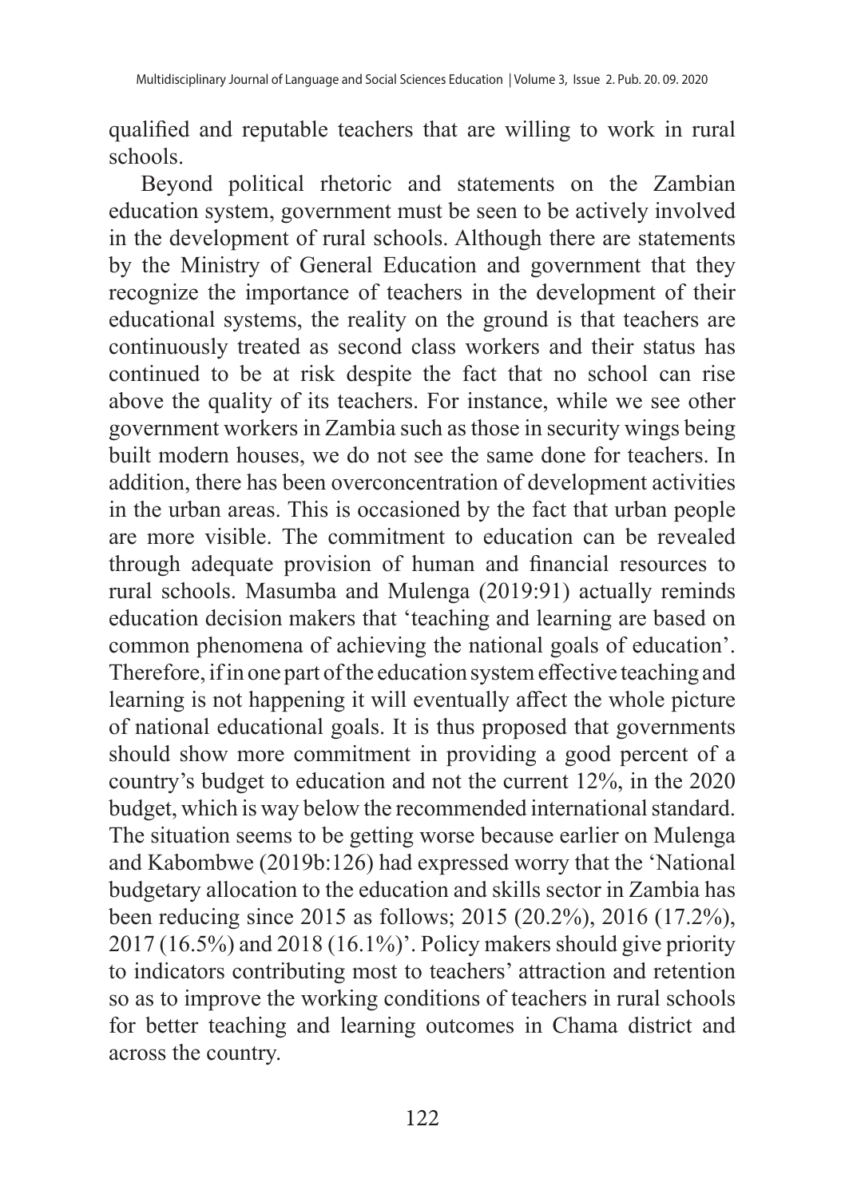qualified and reputable teachers that are willing to work in rural schools.

Beyond political rhetoric and statements on the Zambian education system, government must be seen to be actively involved in the development of rural schools. Although there are statements by the Ministry of General Education and government that they recognize the importance of teachers in the development of their educational systems, the reality on the ground is that teachers are continuously treated as second class workers and their status has continued to be at risk despite the fact that no school can rise above the quality of its teachers. For instance, while we see other government workers in Zambia such as those in security wings being built modern houses, we do not see the same done for teachers. In addition, there has been overconcentration of development activities in the urban areas. This is occasioned by the fact that urban people are more visible. The commitment to education can be revealed through adequate provision of human and financial resources to rural schools. Masumba and Mulenga (2019:91) actually reminds education decision makers that 'teaching and learning are based on common phenomena of achieving the national goals of education'. Therefore, if in one part of the education system effective teaching and learning is not happening it will eventually affect the whole picture of national educational goals. It is thus proposed that governments should show more commitment in providing a good percent of a country's budget to education and not the current 12%, in the 2020 budget, which is way below the recommended international standard. The situation seems to be getting worse because earlier on Mulenga and Kabombwe (2019b:126) had expressed worry that the 'National budgetary allocation to the education and skills sector in Zambia has been reducing since 2015 as follows; 2015 (20.2%), 2016 (17.2%), 2017 (16.5%) and 2018 (16.1%)'. Policy makers should give priority to indicators contributing most to teachers' attraction and retention so as to improve the working conditions of teachers in rural schools for better teaching and learning outcomes in Chama district and across the country.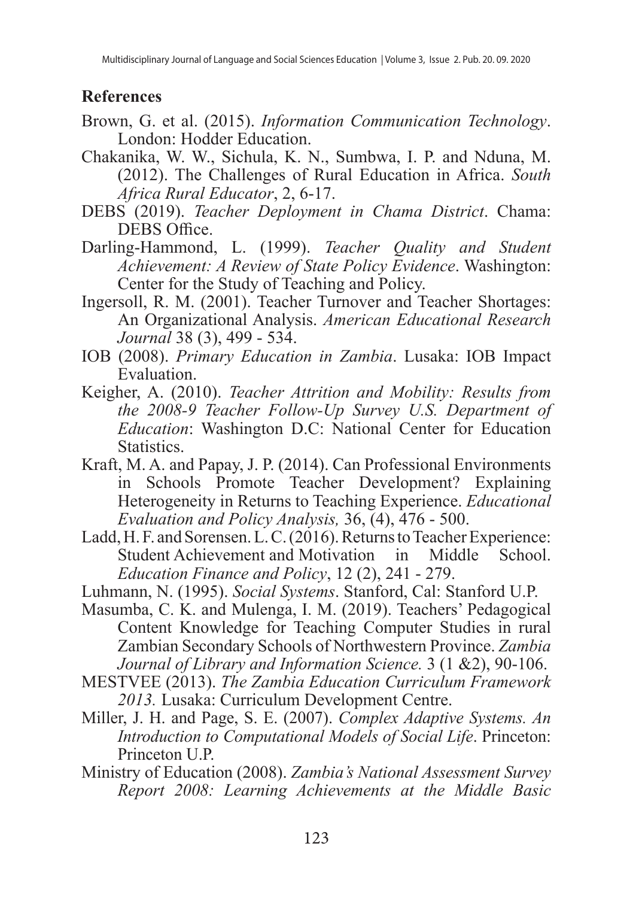## References

Brown, G. et al. (2015). *Information Communication Technology*. London: Hodder Education.

Chakanika, W. W., Sichula, K. N., Sumbwa, I. P. and Nduna, M. (2012). The Challenges of Rural Education in Africa. *South Africa Rural Educator*, 2, 6-17.

DEBS (2019). *Teacher Deployment in Chama District*. Chama: DEBS Office.

Darling-Hammond, L. (1999). *Teacher Quality and Student Achievement: A Review of State Policy Evidence*. Washington: Center for the Study of Teaching and Policy.

Ingersoll, R. M. (2001). Teacher Turnover and Teacher Shortages: An Organizational Analysis. *American Educational Research Journal* 38 (3), 499 - 534.

IOB (2008). *Primary Education in Zambia*. Lusaka: IOB Impact Evaluation.

Keigher, A. (2010). *Teacher Attrition and Mobility: Results from the 2008-9 Teacher Follow-Up Survey U.S. Department of Education*: Washington D.C: National Center for Education Statistics.

Kraft, M. A. and Papay, J. P. (2014). Can Professional Environments in Schools Promote Teacher Development? Explaining Heterogeneity in Returns to Teaching Experience. *Educational Evaluation and Policy Analysis,* 36, (4), 476 - 500.

Ladd, H. F. and Sorensen. L. C. (2016). Returns to Teacher Experience: Student Achievement and Motivation in Middle School. *Education Finance and Policy*, 12 (2), 241 - 279.

Luhmann, N. (1995). *Social Systems*. Stanford, Cal: Stanford U.P.

Masumba, C. K. and Mulenga, I. M. (2019). Teachers' Pedagogical Content Knowledge for Teaching Computer Studies in rural Zambian Secondary Schools of Northwestern Province. *Zambia Journal of Library and Information Science.* 3 (1 &2), 90-106.

MESTVEE (2013). *The Zambia Education Curriculum Framework 2013.* Lusaka: Curriculum Development Centre.

Miller, J. H. and Page, S. E. (2007). *Complex Adaptive Systems. An Introduction to Computational Models of Social Life*. Princeton: Princeton U.P.

Ministry of Education (2008). *Zambia's National Assessment Survey Report 2008: Learning Achievements at the Middle Basic*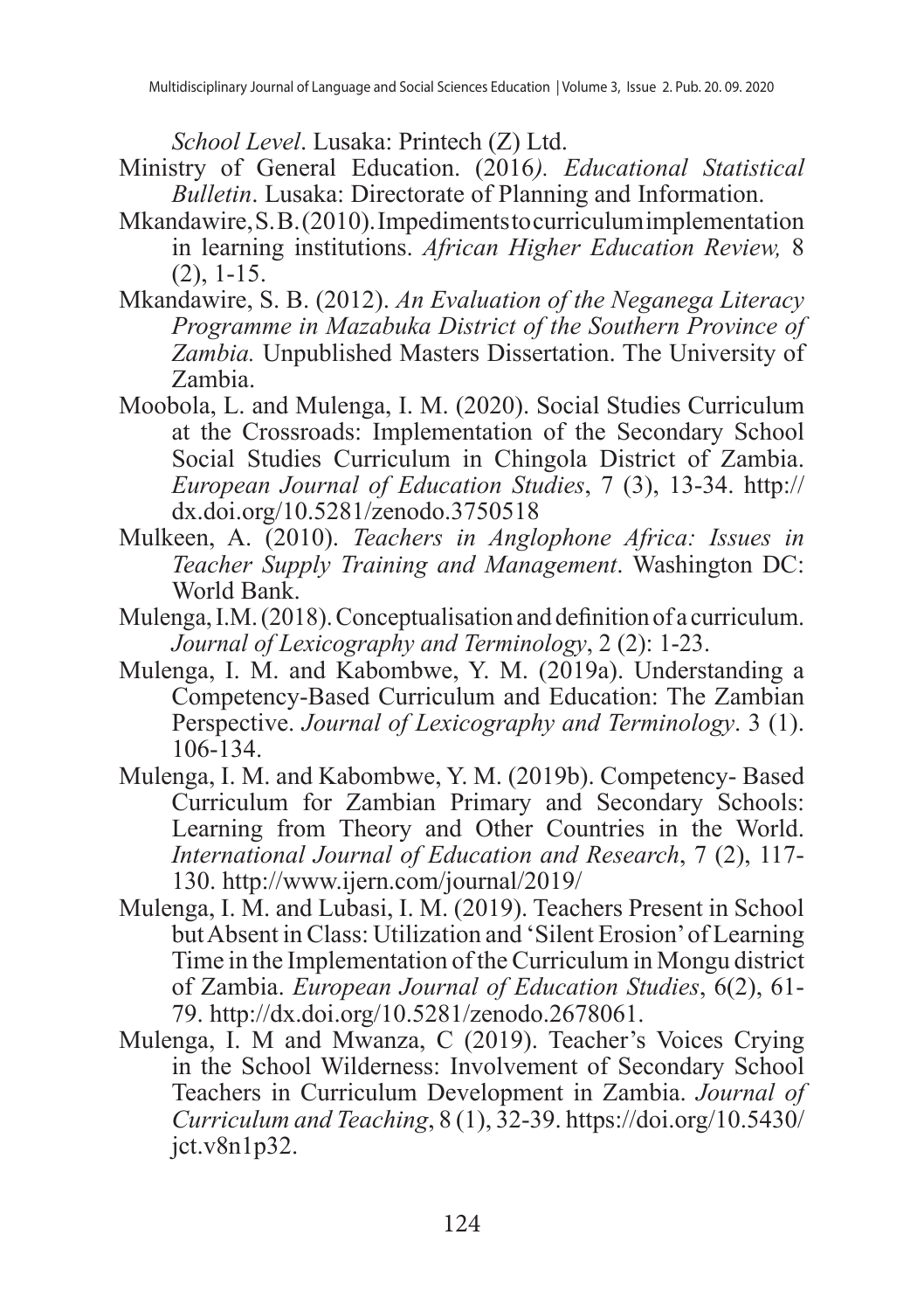*School Level*. Lusaka: Printech (Z) Ltd.

Ministry of General Education. (2016*). Educational Statistical Bulletin*. Lusaka: Directorate of Planning and Information.

Mkandawire, S. B. (2010). Impediments to curriculum implementation in learning institutions. *African Higher Education Review,* 8 (2), 1-15.

Mkandawire, S. B. (2012). *An Evaluation of the Neganega Literacy Programme in Mazabuka District of the Southern Province of Zambia.* Unpublished Masters Dissertation. The University of Zambia.

Moobola, L. and Mulenga, I. M. (2020). Social Studies Curriculum at the Crossroads: Implementation of the Secondary School Social Studies Curriculum in Chingola District of Zambia. *European Journal of Education Studies*, 7 (3), 13-34. http://dx.doi.org/10.5281/zenodo.3750518

Mulkeen, A. (2010). *Teachers in Anglophone Africa: Issues in Teacher Supply Training and Management*. Washington DC: World Bank.

Mulenga, I.M. (2018). Conceptualisation and definition of a curriculum. *Journal of Lexicography and Terminology*, 2 (2): 1-23.

Mulenga, I. M. and Kabombwe, Y. M. (2019a). Understanding a Competency-Based Curriculum and Education: The Zambian Perspective. *Journal of Lexicography and Terminology*. 3 (1). 106-134.

Mulenga, I. M. and Kabombwe, Y. M. (2019b). Competency- Based Curriculum for Zambian Primary and Secondary Schools: Learning from Theory and Other Countries in the World. *International Journal of Education and Research*, 7 (2), 117-130. http://www.ijern.com/journal/2019/

Mulenga, I. M. and Lubasi, I. M. (2019). Teachers Present in School but Absent in Class: Utilization and 'Silent Erosion' of Learning Time in the Implementation of the Curriculum in Mongu district of Zambia. *European Journal of Education Studies*, 6(2), 61-79. http://dx.doi.org/10.5281/zenodo.2678061.

Mulenga, I. M and Mwanza, C (2019). Teacher's Voices Crying in the School Wilderness: Involvement of Secondary School Teachers in Curriculum Development in Zambia. *Journal of Curriculum and Teaching*, 8 (1), 32-39. https://doi.org/10.5430/jct.v8n1p32.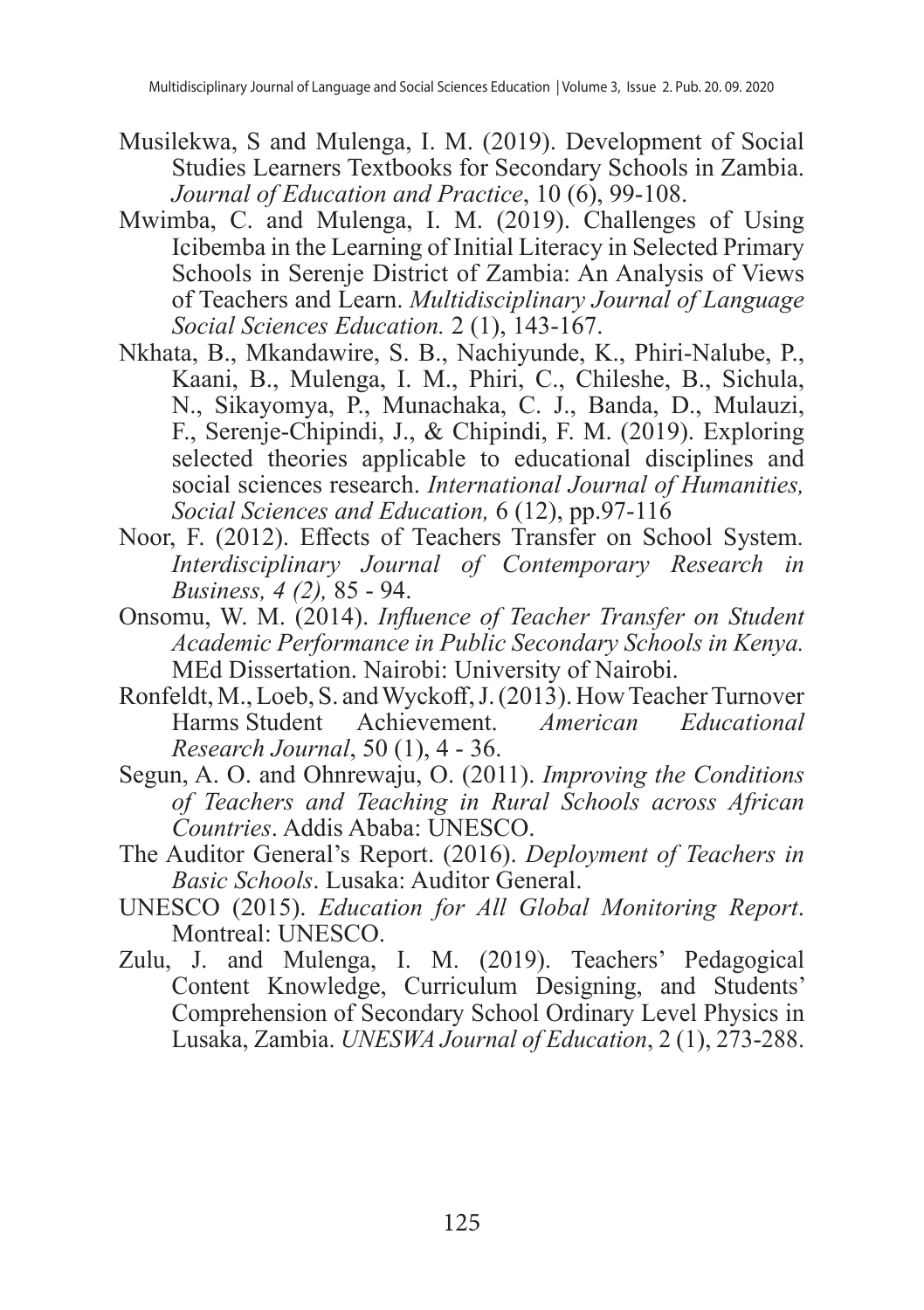Musilekwa, S and Mulenga, I. M. (2019). Development of Social Studies Learners Textbooks for Secondary Schools in Zambia. *Journal of Education and Practice*, 10 (6), 99-108.

Mwimba, C. and Mulenga, I. M. (2019). Challenges of Using Icibemba in the Learning of Initial Literacy in Selected Primary Schools in Serenje District of Zambia: An Analysis of Views of Teachers and Learn. *Multidisciplinary Journal of Language Social Sciences Education.* 2 (1), 143-167.

Nkhata, B., Mkandawire, S. B., Nachiyunde, K., Phiri-Nalube, P., Kaani, B., Mulenga, I. M., Phiri, C., Chileshe, B., Sichula, N., Sikayomya, P., Munachaka, C. J., Banda, D., Mulauzi, F., Serenje-Chipindi, J., & Chipindi, F. M. (2019). Exploring selected theories applicable to educational disciplines and social sciences research. *International Journal of Humanities, Social Sciences and Education,* 6 (12), pp.97-116

Noor, F. (2012). Effects of Teachers Transfer on School System. *Interdisciplinary Journal of Contemporary Research in Business, 4 (2),* 85 - 94.

Onsomu, W. M. (2014). *Influence of Teacher Transfer on Student Academic Performance in Public Secondary Schools in Kenya.* MEd Dissertation. Nairobi: University of Nairobi.

Ronfeldt, M., Loeb, S. and Wyckoff, J. (2013). How Teacher Turnover Harms Student Achievement. *American Educational Research Journal*, 50 (1), 4 - 36.

Segun, A. O. and Ohnrewaju, O. (2011). *Improving the Conditions of Teachers and Teaching in Rural Schools across African Countries*. Addis Ababa: UNESCO.

The Auditor General's Report. (2016). *Deployment of Teachers in Basic Schools*. Lusaka: Auditor General.

UNESCO (2015). *Education for All Global Monitoring Report*. Montreal: UNESCO.

Zulu, J. and Mulenga, I. M. (2019). Teachers' Pedagogical Content Knowledge, Curriculum Designing, and Students' Comprehension of Secondary School Ordinary Level Physics in Lusaka, Zambia. *UNESWA Journal of Education*, 2 (1), 273-288.